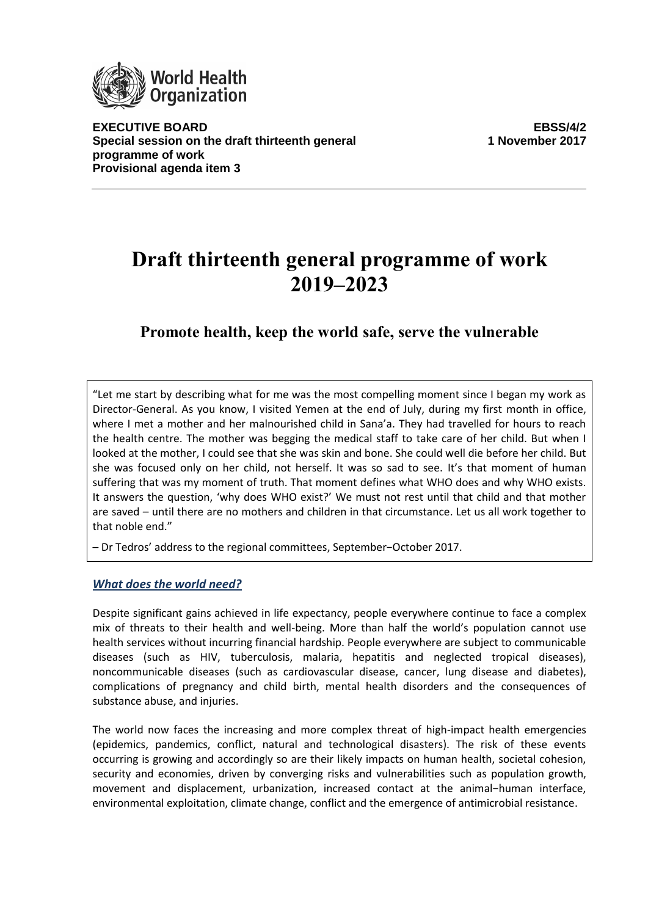**EXECUTIVE BOARD**
**Special session on the draft thirteenth general programme of work**
**Provisional agenda item 3**

**EBSS/4/2**
**1 November 2017**

# Draft thirteenth general programme of work 2019–2023

## Promote health, keep the world safe, serve the vulnerable

> "Let me start by describing what for me was the most compelling moment since I began my work as Director-General. As you know, I visited Yemen at the end of July, during my first month in office, where I met a mother and her malnourished child in Sana'a. They had travelled for hours to reach the health centre. The mother was begging the medical staff to take care of her child. But when I looked at the mother, I could see that she was skin and bone. She could well die before her child. But she was focused only on her child, not herself. It was so sad to see. It's that moment of human suffering that was my moment of truth. That moment defines what WHO does and why WHO exists. It answers the question, 'why does WHO exist?' We must not rest until that child and that mother are saved – until there are no mothers and children in that circumstance. Let us all work together to that noble end."
>
> – Dr Tedros' address to the regional committees, September−October 2017.

### *What does the world need?*

Despite significant gains achieved in life expectancy, people everywhere continue to face a complex mix of threats to their health and well-being. More than half the world's population cannot use health services without incurring financial hardship. People everywhere are subject to communicable diseases (such as HIV, tuberculosis, malaria, hepatitis and neglected tropical diseases), noncommunicable diseases (such as cardiovascular disease, cancer, lung disease and diabetes), complications of pregnancy and child birth, mental health disorders and the consequences of substance abuse, and injuries.

The world now faces the increasing and more complex threat of high-impact health emergencies (epidemics, pandemics, conflict, natural and technological disasters). The risk of these events occurring is growing and accordingly so are their likely impacts on human health, societal cohesion, security and economies, driven by converging risks and vulnerabilities such as population growth, movement and displacement, urbanization, increased contact at the animal−human interface, environmental exploitation, climate change, conflict and the emergence of antimicrobial resistance.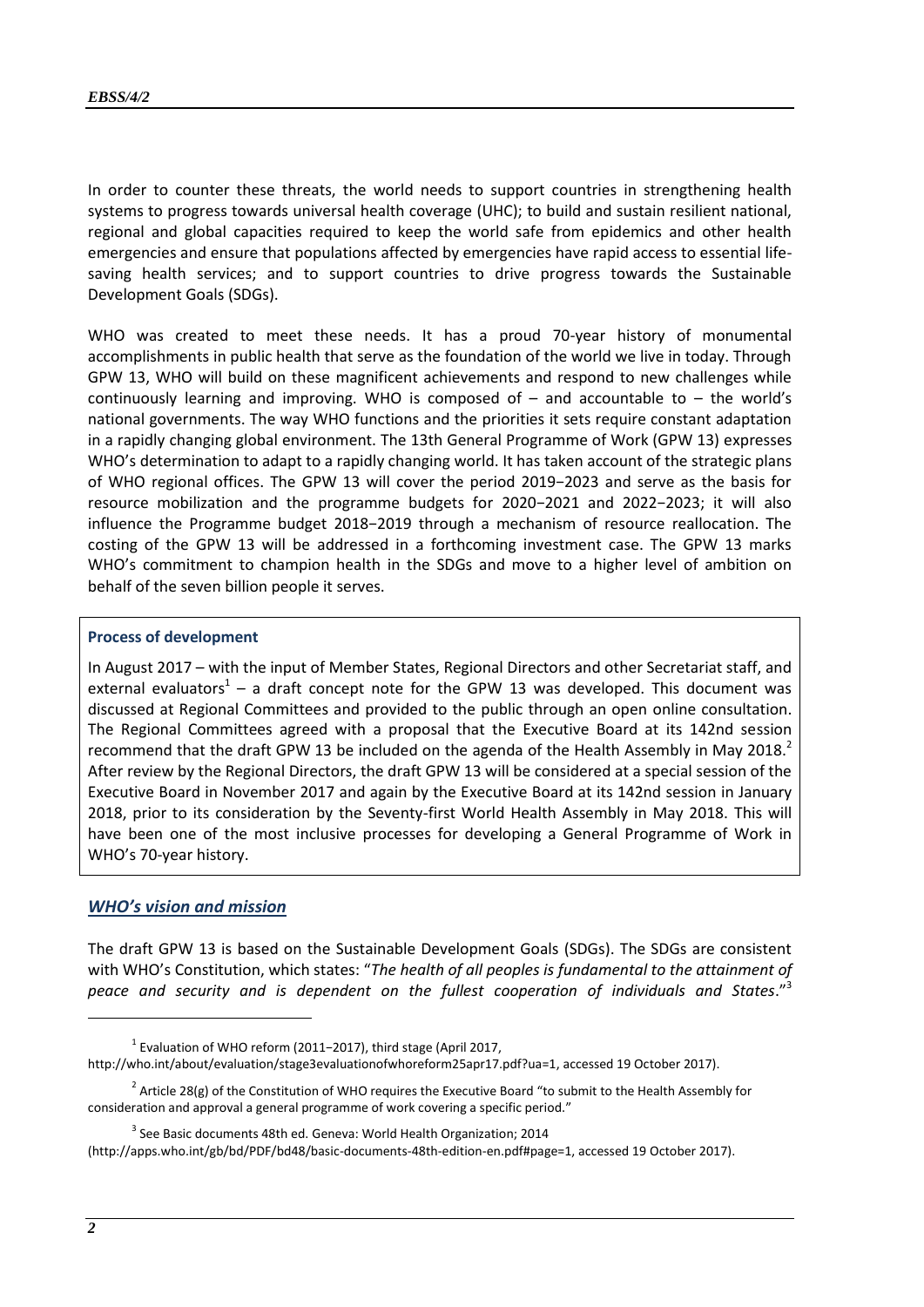In order to counter these threats, the world needs to support countries in strengthening health systems to progress towards universal health coverage (UHC); to build and sustain resilient national, regional and global capacities required to keep the world safe from epidemics and other health emergencies and ensure that populations affected by emergencies have rapid access to essential life-saving health services; and to support countries to drive progress towards the Sustainable Development Goals (SDGs).

WHO was created to meet these needs. It has a proud 70-year history of monumental accomplishments in public health that serve as the foundation of the world we live in today. Through GPW 13, WHO will build on these magnificent achievements and respond to new challenges while continuously learning and improving. WHO is composed of – and accountable to – the world's national governments. The way WHO functions and the priorities it sets require constant adaptation in a rapidly changing global environment. The 13th General Programme of Work (GPW 13) expresses WHO's determination to adapt to a rapidly changing world. It has taken account of the strategic plans of WHO regional offices. The GPW 13 will cover the period 2019−2023 and serve as the basis for resource mobilization and the programme budgets for 2020−2021 and 2022−2023; it will also influence the Programme budget 2018−2019 through a mechanism of resource reallocation. The costing of the GPW 13 will be addressed in a forthcoming investment case. The GPW 13 marks WHO's commitment to champion health in the SDGs and move to a higher level of ambition on behalf of the seven billion people it serves.

**Process of development**

In August 2017 – with the input of Member States, Regional Directors and other Secretariat staff, and external evaluators[1] – a draft concept note for the GPW 13 was developed. This document was discussed at Regional Committees and provided to the public through an open online consultation. The Regional Committees agreed with a proposal that the Executive Board at its 142nd session recommend that the draft GPW 13 be included on the agenda of the Health Assembly in May 2018.[2] After review by the Regional Directors, the draft GPW 13 will be considered at a special session of the Executive Board in November 2017 and again by the Executive Board at its 142nd session in January 2018, prior to its consideration by the Seventy-first World Health Assembly in May 2018. This will have been one of the most inclusive processes for developing a General Programme of Work in WHO's 70-year history.

## *WHO's vision and mission*

The draft GPW 13 is based on the Sustainable Development Goals (SDGs). The SDGs are consistent with WHO's Constitution, which states: "*The health of all peoples is fundamental to the attainment of peace and security and is dependent on the fullest cooperation of individuals and States*."[3]

---

[1] Evaluation of WHO reform (2011−2017), third stage (April 2017, http://who.int/about/evaluation/stage3evaluationofwhoreform25apr17.pdf?ua=1, accessed 19 October 2017).

[2] Article 28(g) of the Constitution of WHO requires the Executive Board "to submit to the Health Assembly for consideration and approval a general programme of work covering a specific period."

[3] See Basic documents 48th ed. Geneva: World Health Organization; 2014 (http://apps.who.int/gb/bd/PDF/bd48/basic-documents-48th-edition-en.pdf#page=1, accessed 19 October 2017).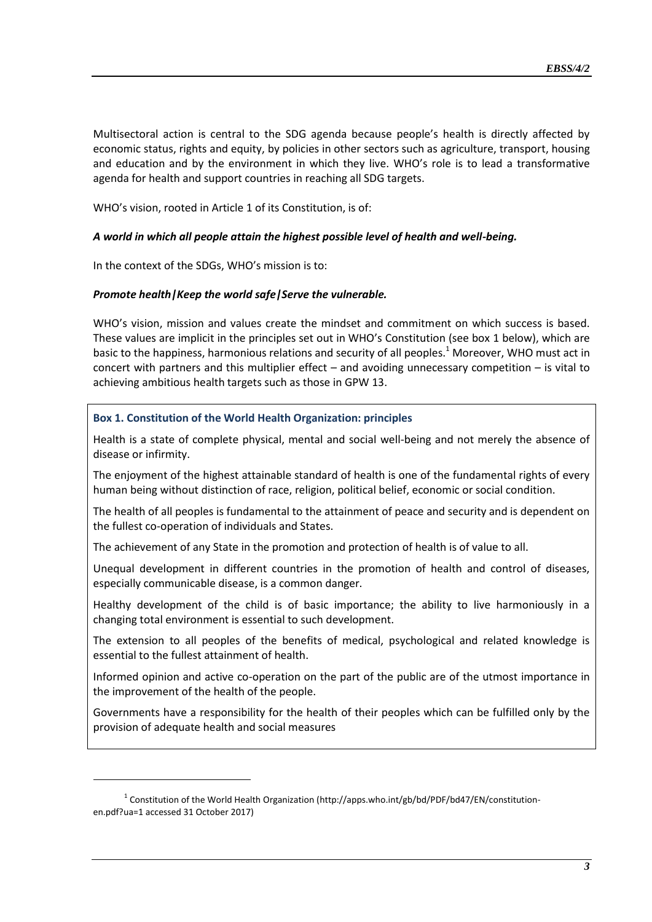Multisectoral action is central to the SDG agenda because people's health is directly affected by economic status, rights and equity, by policies in other sectors such as agriculture, transport, housing and education and by the environment in which they live. WHO's role is to lead a transformative agenda for health and support countries in reaching all SDG targets.

WHO's vision, rooted in Article 1 of its Constitution, is of:

***A world in which all people attain the highest possible level of health and well-being.***

In the context of the SDGs, WHO's mission is to:

***Promote health|Keep the world safe|Serve the vulnerable.***

WHO's vision, mission and values create the mindset and commitment on which success is based. These values are implicit in the principles set out in WHO's Constitution (see box 1 below), which are basic to the happiness, harmonious relations and security of all peoples.[1] Moreover, WHO must act in concert with partners and this multiplier effect – and avoiding unnecessary competition – is vital to achieving ambitious health targets such as those in GPW 13.

**Box 1. Constitution of the World Health Organization: principles**

Health is a state of complete physical, mental and social well-being and not merely the absence of disease or infirmity.

The enjoyment of the highest attainable standard of health is one of the fundamental rights of every human being without distinction of race, religion, political belief, economic or social condition.

The health of all peoples is fundamental to the attainment of peace and security and is dependent on the fullest co-operation of individuals and States.

The achievement of any State in the promotion and protection of health is of value to all.

Unequal development in different countries in the promotion of health and control of diseases, especially communicable disease, is a common danger.

Healthy development of the child is of basic importance; the ability to live harmoniously in a changing total environment is essential to such development.

The extension to all peoples of the benefits of medical, psychological and related knowledge is essential to the fullest attainment of health.

Informed opinion and active co-operation on the part of the public are of the utmost importance in the improvement of the health of the people.

Governments have a responsibility for the health of their peoples which can be fulfilled only by the provision of adequate health and social measures

---

[1] Constitution of the World Health Organization (http://apps.who.int/gb/bd/PDF/bd47/EN/constitution-en.pdf?ua=1 accessed 31 October 2017)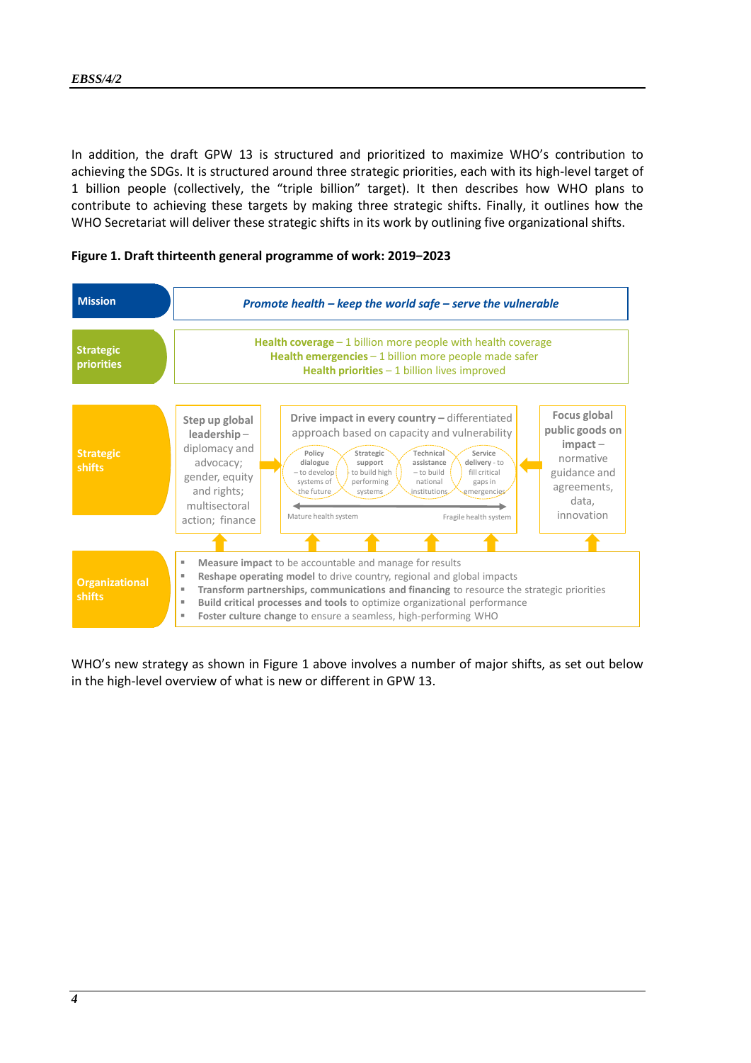In addition, the draft GPW 13 is structured and prioritized to maximize WHO's contribution to achieving the SDGs. It is structured around three strategic priorities, each with its high-level target of 1 billion people (collectively, the "triple billion" target). It then describes how WHO plans to contribute to achieving these targets by making three strategic shifts. Finally, it outlines how the WHO Secretariat will deliver these strategic shifts in its work by outlining five organizational shifts.

**Figure 1. Draft thirteenth general programme of work: 2019−2023**

**Mission**

*Promote health – keep the world safe – serve the vulnerable*

**Strategic priorities**

- **Health coverage** – 1 billion more people with health coverage
- **Health emergencies** – 1 billion more people made safer
- **Health priorities** – 1 billion lives improved

**Strategic shifts**

- **Step up global leadership** – diplomacy and advocacy; gender, equity and rights; multisectoral action; finance
- **Drive impact in every country** – differentiated approach based on capacity and vulnerability
  - Policy dialogue – to develop systems of the future
  - Strategic support – to build high performing systems
  - Technical assistance – to build national institutions
  - Service delivery – to fill critical gaps in emergencies
  - Mature health system ⟷ Fragile health system
- **Focus global public goods on impact** – normative guidance and agreements, data, innovation

**Organizational shifts**

- **Measure impact** to be accountable and manage for results
- **Reshape operating model** to drive country, regional and global impacts
- **Transform partnerships, communications and financing** to resource the strategic priorities
- **Build critical processes and tools** to optimize organizational performance
- **Foster culture change** to ensure a seamless, high-performing WHO

WHO's new strategy as shown in Figure 1 above involves a number of major shifts, as set out below in the high-level overview of what is new or different in GPW 13.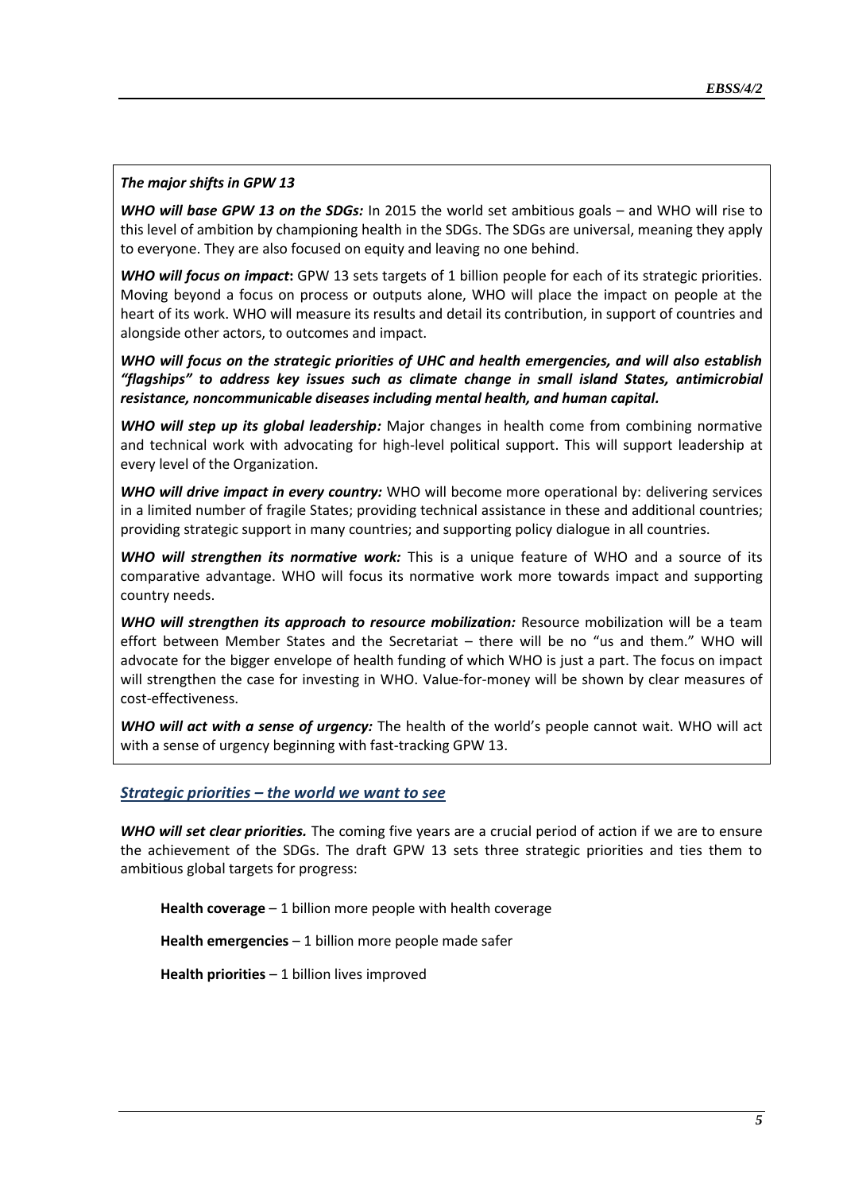***The major shifts in GPW 13***

***WHO will base GPW 13 on the SDGs:*** In 2015 the world set ambitious goals – and WHO will rise to this level of ambition by championing health in the SDGs. The SDGs are universal, meaning they apply to everyone. They are also focused on equity and leaving no one behind.

***WHO will focus on impact*:** GPW 13 sets targets of 1 billion people for each of its strategic priorities. Moving beyond a focus on process or outputs alone, WHO will place the impact on people at the heart of its work. WHO will measure its results and detail its contribution, in support of countries and alongside other actors, to outcomes and impact.

***WHO will focus on the strategic priorities of UHC and health emergencies, and will also establish "flagships" to address key issues such as climate change in small island States, antimicrobial resistance, noncommunicable diseases including mental health, and human capital.***

***WHO will step up its global leadership:*** Major changes in health come from combining normative and technical work with advocating for high-level political support. This will support leadership at every level of the Organization.

***WHO will drive impact in every country:*** WHO will become more operational by: delivering services in a limited number of fragile States; providing technical assistance in these and additional countries; providing strategic support in many countries; and supporting policy dialogue in all countries.

***WHO will strengthen its normative work:*** This is a unique feature of WHO and a source of its comparative advantage. WHO will focus its normative work more towards impact and supporting country needs.

***WHO will strengthen its approach to resource mobilization:*** Resource mobilization will be a team effort between Member States and the Secretariat – there will be no "us and them." WHO will advocate for the bigger envelope of health funding of which WHO is just a part. The focus on impact will strengthen the case for investing in WHO. Value-for-money will be shown by clear measures of cost-effectiveness.

***WHO will act with a sense of urgency:*** The health of the world's people cannot wait. WHO will act with a sense of urgency beginning with fast-tracking GPW 13.

## *Strategic priorities – the world we want to see*

***WHO will set clear priorities.*** The coming five years are a crucial period of action if we are to ensure the achievement of the SDGs. The draft GPW 13 sets three strategic priorities and ties them to ambitious global targets for progress:

**Health coverage** – 1 billion more people with health coverage

**Health emergencies** – 1 billion more people made safer

**Health priorities** – 1 billion lives improved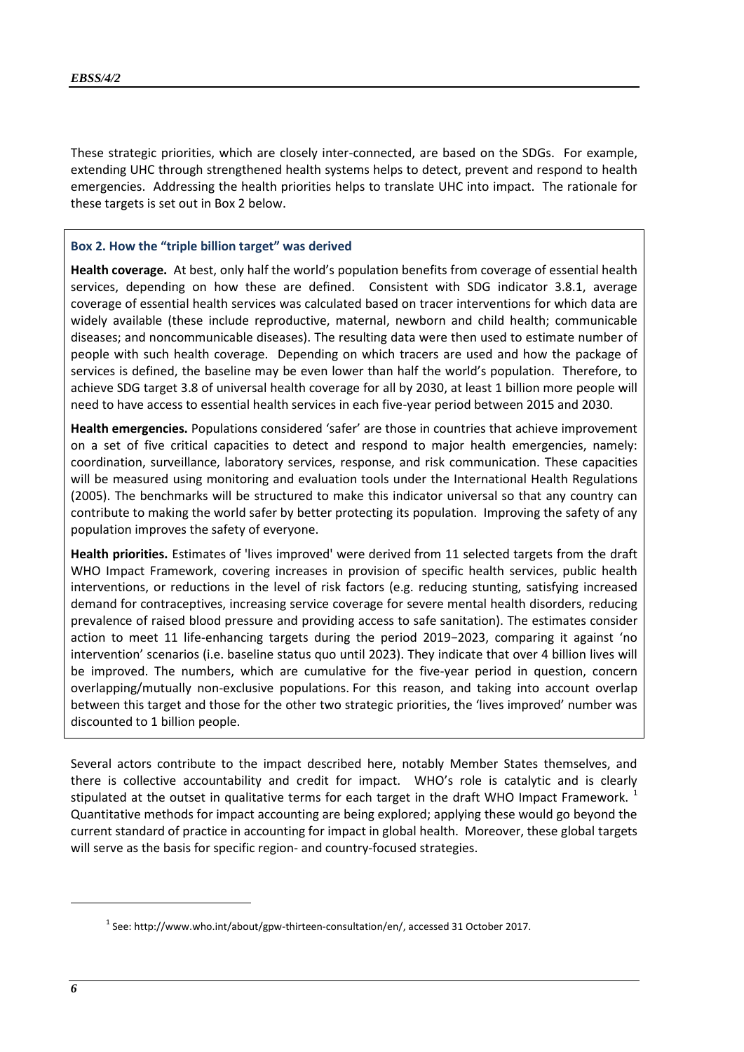These strategic priorities, which are closely inter-connected, are based on the SDGs. For example, extending UHC through strengthened health systems helps to detect, prevent and respond to health emergencies. Addressing the health priorities helps to translate UHC into impact. The rationale for these targets is set out in Box 2 below.

### Box 2. How the "triple billion target" was derived

**Health coverage.** At best, only half the world's population benefits from coverage of essential health services, depending on how these are defined. Consistent with SDG indicator 3.8.1, average coverage of essential health services was calculated based on tracer interventions for which data are widely available (these include reproductive, maternal, newborn and child health; communicable diseases; and noncommunicable diseases). The resulting data were then used to estimate number of people with such health coverage. Depending on which tracers are used and how the package of services is defined, the baseline may be even lower than half the world's population. Therefore, to achieve SDG target 3.8 of universal health coverage for all by 2030, at least 1 billion more people will need to have access to essential health services in each five-year period between 2015 and 2030.

**Health emergencies.** Populations considered 'safer' are those in countries that achieve improvement on a set of five critical capacities to detect and respond to major health emergencies, namely: coordination, surveillance, laboratory services, response, and risk communication. These capacities will be measured using monitoring and evaluation tools under the International Health Regulations (2005). The benchmarks will be structured to make this indicator universal so that any country can contribute to making the world safer by better protecting its population. Improving the safety of any population improves the safety of everyone.

**Health priorities.** Estimates of 'lives improved' were derived from 11 selected targets from the draft WHO Impact Framework, covering increases in provision of specific health services, public health interventions, or reductions in the level of risk factors (e.g. reducing stunting, satisfying increased demand for contraceptives, increasing service coverage for severe mental health disorders, reducing prevalence of raised blood pressure and providing access to safe sanitation). The estimates consider action to meet 11 life-enhancing targets during the period 2019−2023, comparing it against 'no intervention' scenarios (i.e. baseline status quo until 2023). They indicate that over 4 billion lives will be improved. The numbers, which are cumulative for the five-year period in question, concern overlapping/mutually non-exclusive populations. For this reason, and taking into account overlap between this target and those for the other two strategic priorities, the 'lives improved' number was discounted to 1 billion people.

Several actors contribute to the impact described here, notably Member States themselves, and there is collective accountability and credit for impact. WHO's role is catalytic and is clearly stipulated at the outset in qualitative terms for each target in the draft WHO Impact Framework.[1] Quantitative methods for impact accounting are being explored; applying these would go beyond the current standard of practice in accounting for impact in global health. Moreover, these global targets will serve as the basis for specific region- and country-focused strategies.

[1] See: http://www.who.int/about/gpw-thirteen-consultation/en/, accessed 31 October 2017.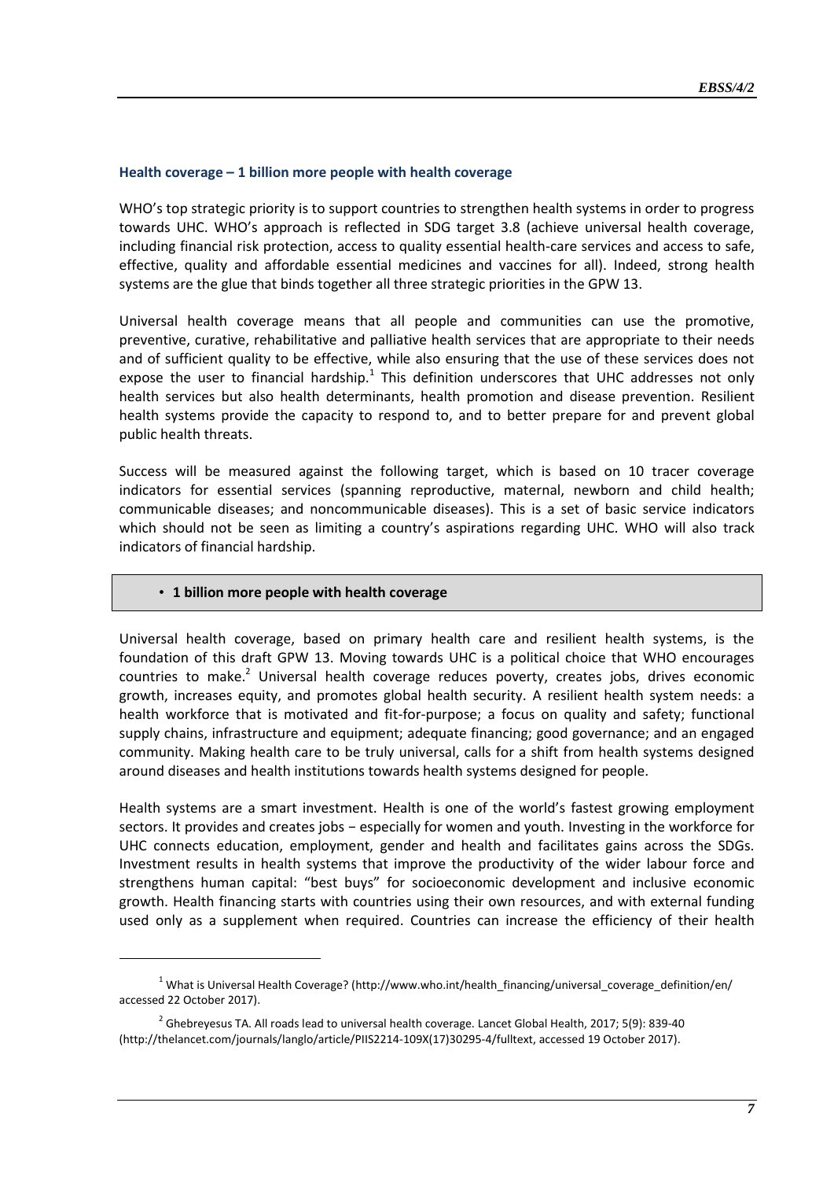### Health coverage – 1 billion more people with health coverage

WHO's top strategic priority is to support countries to strengthen health systems in order to progress towards UHC. WHO's approach is reflected in SDG target 3.8 (achieve universal health coverage, including financial risk protection, access to quality essential health-care services and access to safe, effective, quality and affordable essential medicines and vaccines for all). Indeed, strong health systems are the glue that binds together all three strategic priorities in the GPW 13.

Universal health coverage means that all people and communities can use the promotive, preventive, curative, rehabilitative and palliative health services that are appropriate to their needs and of sufficient quality to be effective, while also ensuring that the use of these services does not expose the user to financial hardship.[1] This definition underscores that UHC addresses not only health services but also health determinants, health promotion and disease prevention. Resilient health systems provide the capacity to respond to, and to better prepare for and prevent global public health threats.

Success will be measured against the following target, which is based on 10 tracer coverage indicators for essential services (spanning reproductive, maternal, newborn and child health; communicable diseases; and noncommunicable diseases). This is a set of basic service indicators which should not be seen as limiting a country's aspirations regarding UHC. WHO will also track indicators of financial hardship.

- **1 billion more people with health coverage**

Universal health coverage, based on primary health care and resilient health systems, is the foundation of this draft GPW 13. Moving towards UHC is a political choice that WHO encourages countries to make.[2] Universal health coverage reduces poverty, creates jobs, drives economic growth, increases equity, and promotes global health security. A resilient health system needs: a health workforce that is motivated and fit-for-purpose; a focus on quality and safety; functional supply chains, infrastructure and equipment; adequate financing; good governance; and an engaged community. Making health care to be truly universal, calls for a shift from health systems designed around diseases and health institutions towards health systems designed for people.

Health systems are a smart investment. Health is one of the world's fastest growing employment sectors. It provides and creates jobs – especially for women and youth. Investing in the workforce for UHC connects education, employment, gender and health and facilitates gains across the SDGs. Investment results in health systems that improve the productivity of the wider labour force and strengthens human capital: "best buys" for socioeconomic development and inclusive economic growth. Health financing starts with countries using their own resources, and with external funding used only as a supplement when required. Countries can increase the efficiency of their health

---

[1] What is Universal Health Coverage? (http://www.who.int/health_financing/universal_coverage_definition/en/ accessed 22 October 2017).

[2] Ghebreyesus TA. All roads lead to universal health coverage. Lancet Global Health, 2017; 5(9): 839-40 (http://thelancet.com/journals/langlo/article/PIIS2214-109X(17)30295-4/fulltext, accessed 19 October 2017).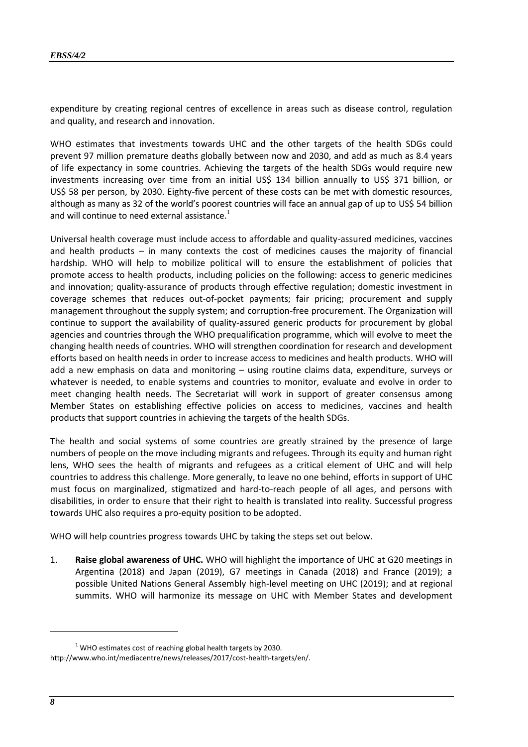expenditure by creating regional centres of excellence in areas such as disease control, regulation and quality, and research and innovation.

WHO estimates that investments towards UHC and the other targets of the health SDGs could prevent 97 million premature deaths globally between now and 2030, and add as much as 8.4 years of life expectancy in some countries. Achieving the targets of the health SDGs would require new investments increasing over time from an initial US$ 134 billion annually to US$ 371 billion, or US$ 58 per person, by 2030. Eighty-five percent of these costs can be met with domestic resources, although as many as 32 of the world's poorest countries will face an annual gap of up to US$ 54 billion and will continue to need external assistance.[1]

Universal health coverage must include access to affordable and quality-assured medicines, vaccines and health products – in many contexts the cost of medicines causes the majority of financial hardship. WHO will help to mobilize political will to ensure the establishment of policies that promote access to health products, including policies on the following: access to generic medicines and innovation; quality-assurance of products through effective regulation; domestic investment in coverage schemes that reduces out-of-pocket payments; fair pricing; procurement and supply management throughout the supply system; and corruption-free procurement. The Organization will continue to support the availability of quality-assured generic products for procurement by global agencies and countries through the WHO prequalification programme, which will evolve to meet the changing health needs of countries. WHO will strengthen coordination for research and development efforts based on health needs in order to increase access to medicines and health products. WHO will add a new emphasis on data and monitoring – using routine claims data, expenditure, surveys or whatever is needed, to enable systems and countries to monitor, evaluate and evolve in order to meet changing health needs. The Secretariat will work in support of greater consensus among Member States on establishing effective policies on access to medicines, vaccines and health products that support countries in achieving the targets of the health SDGs.

The health and social systems of some countries are greatly strained by the presence of large numbers of people on the move including migrants and refugees. Through its equity and human right lens, WHO sees the health of migrants and refugees as a critical element of UHC and will help countries to address this challenge. More generally, to leave no one behind, efforts in support of UHC must focus on marginalized, stigmatized and hard-to-reach people of all ages, and persons with disabilities, in order to ensure that their right to health is translated into reality. Successful progress towards UHC also requires a pro-equity position to be adopted.

WHO will help countries progress towards UHC by taking the steps set out below.

1. **Raise global awareness of UHC.** WHO will highlight the importance of UHC at G20 meetings in Argentina (2018) and Japan (2019), G7 meetings in Canada (2018) and France (2019); a possible United Nations General Assembly high-level meeting on UHC (2019); and at regional summits. WHO will harmonize its message on UHC with Member States and development

---

[1] WHO estimates cost of reaching global health targets by 2030. http://www.who.int/mediacentre/news/releases/2017/cost-health-targets/en/.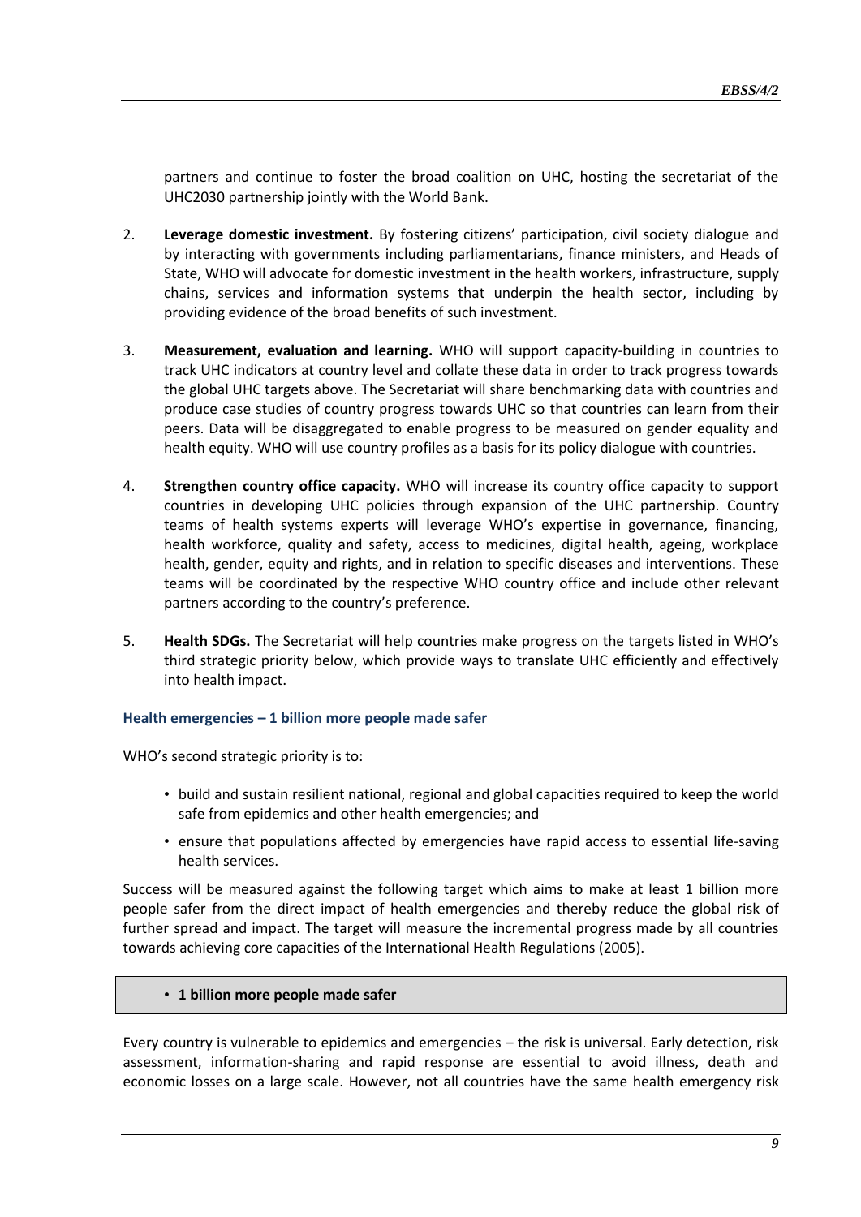partners and continue to foster the broad coalition on UHC, hosting the secretariat of the UHC2030 partnership jointly with the World Bank.

2. **Leverage domestic investment.** By fostering citizens' participation, civil society dialogue and by interacting with governments including parliamentarians, finance ministers, and Heads of State, WHO will advocate for domestic investment in the health workers, infrastructure, supply chains, services and information systems that underpin the health sector, including by providing evidence of the broad benefits of such investment.

3. **Measurement, evaluation and learning.** WHO will support capacity-building in countries to track UHC indicators at country level and collate these data in order to track progress towards the global UHC targets above. The Secretariat will share benchmarking data with countries and produce case studies of country progress towards UHC so that countries can learn from their peers. Data will be disaggregated to enable progress to be measured on gender equality and health equity. WHO will use country profiles as a basis for its policy dialogue with countries.

4. **Strengthen country office capacity.** WHO will increase its country office capacity to support countries in developing UHC policies through expansion of the UHC partnership. Country teams of health systems experts will leverage WHO's expertise in governance, financing, health workforce, quality and safety, access to medicines, digital health, ageing, workplace health, gender, equity and rights, and in relation to specific diseases and interventions. These teams will be coordinated by the respective WHO country office and include other relevant partners according to the country's preference.

5. **Health SDGs.** The Secretariat will help countries make progress on the targets listed in WHO's third strategic priority below, which provide ways to translate UHC efficiently and effectively into health impact.

### Health emergencies – 1 billion more people made safer

WHO's second strategic priority is to:

- build and sustain resilient national, regional and global capacities required to keep the world safe from epidemics and other health emergencies; and
- ensure that populations affected by emergencies have rapid access to essential life-saving health services.

Success will be measured against the following target which aims to make at least 1 billion more people safer from the direct impact of health emergencies and thereby reduce the global risk of further spread and impact. The target will measure the incremental progress made by all countries towards achieving core capacities of the International Health Regulations (2005).

- **1 billion more people made safer**

Every country is vulnerable to epidemics and emergencies – the risk is universal. Early detection, risk assessment, information-sharing and rapid response are essential to avoid illness, death and economic losses on a large scale. However, not all countries have the same health emergency risk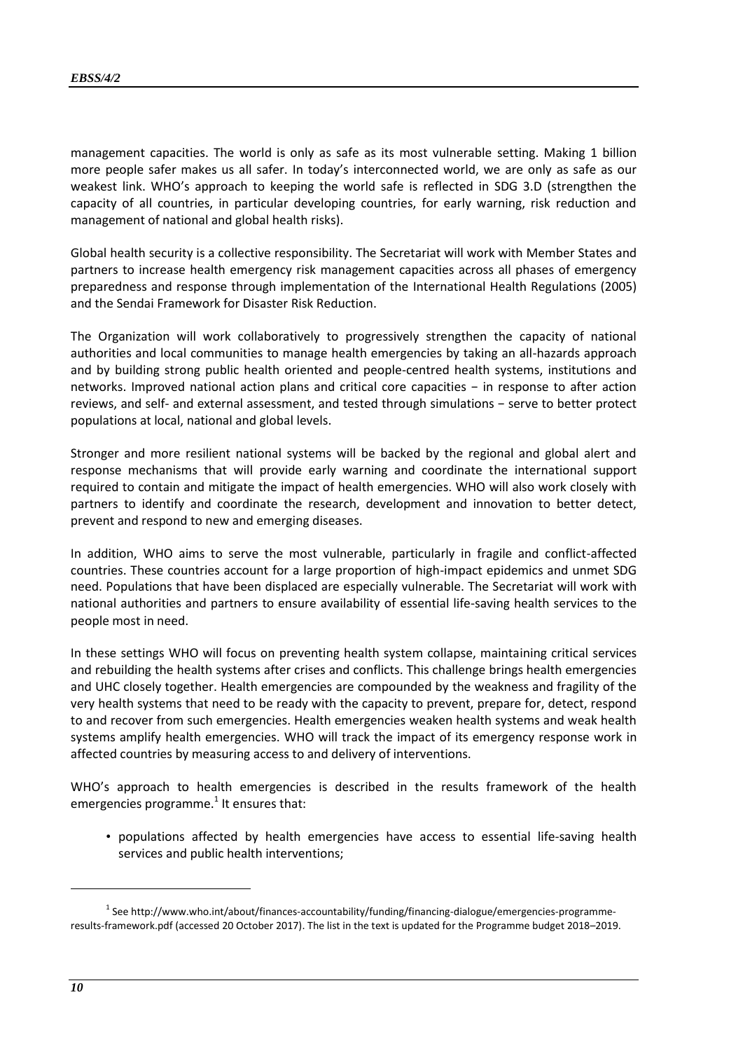management capacities. The world is only as safe as its most vulnerable setting. Making 1 billion more people safer makes us all safer. In today's interconnected world, we are only as safe as our weakest link. WHO's approach to keeping the world safe is reflected in SDG 3.D (strengthen the capacity of all countries, in particular developing countries, for early warning, risk reduction and management of national and global health risks).

Global health security is a collective responsibility. The Secretariat will work with Member States and partners to increase health emergency risk management capacities across all phases of emergency preparedness and response through implementation of the International Health Regulations (2005) and the Sendai Framework for Disaster Risk Reduction.

The Organization will work collaboratively to progressively strengthen the capacity of national authorities and local communities to manage health emergencies by taking an all-hazards approach and by building strong public health oriented and people-centred health systems, institutions and networks. Improved national action plans and critical core capacities − in response to after action reviews, and self- and external assessment, and tested through simulations − serve to better protect populations at local, national and global levels.

Stronger and more resilient national systems will be backed by the regional and global alert and response mechanisms that will provide early warning and coordinate the international support required to contain and mitigate the impact of health emergencies. WHO will also work closely with partners to identify and coordinate the research, development and innovation to better detect, prevent and respond to new and emerging diseases.

In addition, WHO aims to serve the most vulnerable, particularly in fragile and conflict-affected countries. These countries account for a large proportion of high-impact epidemics and unmet SDG need. Populations that have been displaced are especially vulnerable. The Secretariat will work with national authorities and partners to ensure availability of essential life-saving health services to the people most in need.

In these settings WHO will focus on preventing health system collapse, maintaining critical services and rebuilding the health systems after crises and conflicts. This challenge brings health emergencies and UHC closely together. Health emergencies are compounded by the weakness and fragility of the very health systems that need to be ready with the capacity to prevent, prepare for, detect, respond to and recover from such emergencies. Health emergencies weaken health systems and weak health systems amplify health emergencies. WHO will track the impact of its emergency response work in affected countries by measuring access to and delivery of interventions.

WHO's approach to health emergencies is described in the results framework of the health emergencies programme.[1] It ensures that:

- populations affected by health emergencies have access to essential life-saving health services and public health interventions;

---

[1] See http://www.who.int/about/finances-accountability/funding/financing-dialogue/emergencies-programme-results-framework.pdf (accessed 20 October 2017). The list in the text is updated for the Programme budget 2018–2019.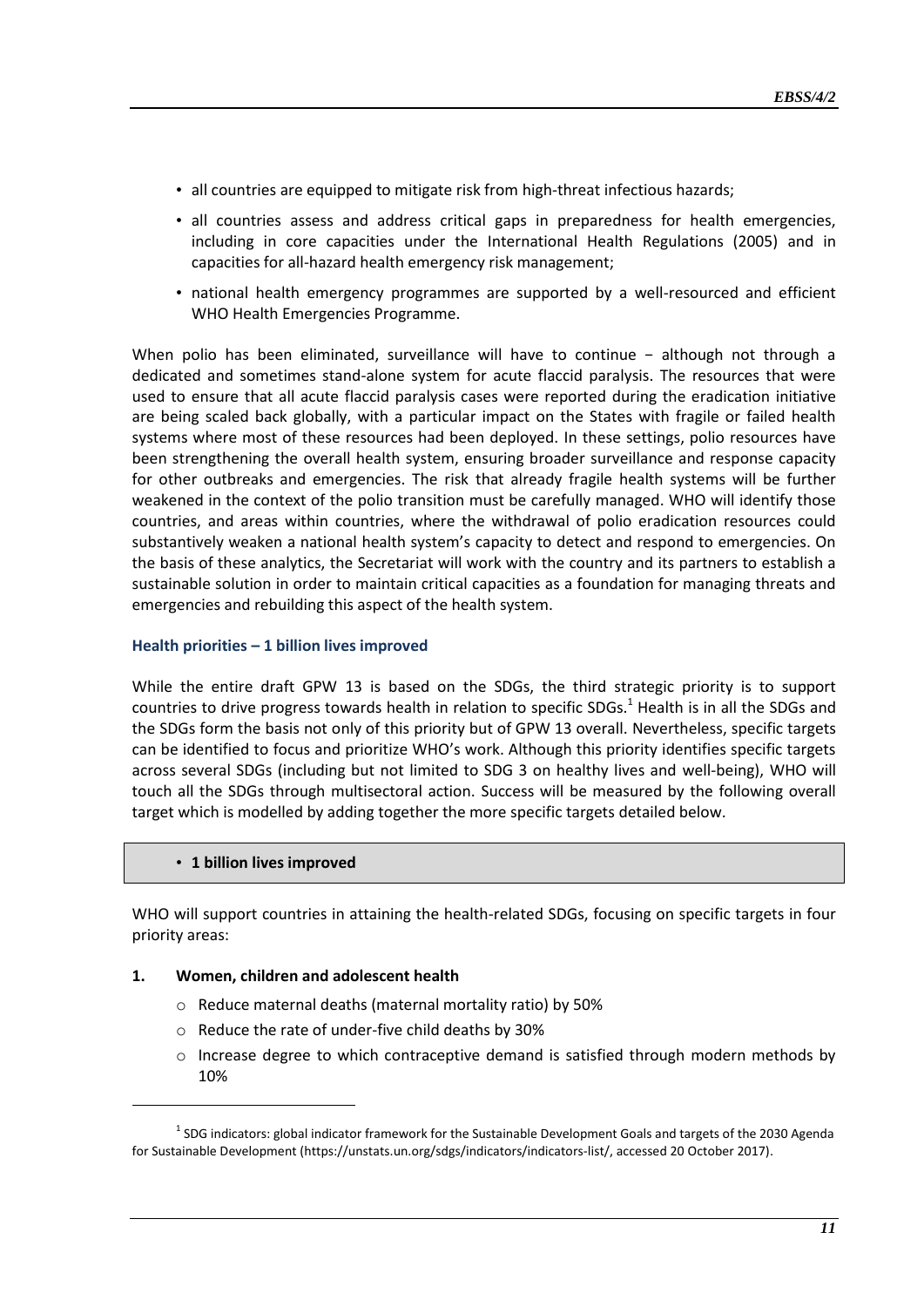- all countries are equipped to mitigate risk from high-threat infectious hazards;
- all countries assess and address critical gaps in preparedness for health emergencies, including in core capacities under the International Health Regulations (2005) and in capacities for all-hazard health emergency risk management;
- national health emergency programmes are supported by a well-resourced and efficient WHO Health Emergencies Programme.

When polio has been eliminated, surveillance will have to continue − although not through a dedicated and sometimes stand-alone system for acute flaccid paralysis. The resources that were used to ensure that all acute flaccid paralysis cases were reported during the eradication initiative are being scaled back globally, with a particular impact on the States with fragile or failed health systems where most of these resources had been deployed. In these settings, polio resources have been strengthening the overall health system, ensuring broader surveillance and response capacity for other outbreaks and emergencies. The risk that already fragile health systems will be further weakened in the context of the polio transition must be carefully managed. WHO will identify those countries, and areas within countries, where the withdrawal of polio eradication resources could substantively weaken a national health system's capacity to detect and respond to emergencies. On the basis of these analytics, the Secretariat will work with the country and its partners to establish a sustainable solution in order to maintain critical capacities as a foundation for managing threats and emergencies and rebuilding this aspect of the health system.

### Health priorities – 1 billion lives improved

While the entire draft GPW 13 is based on the SDGs, the third strategic priority is to support countries to drive progress towards health in relation to specific SDGs.[1] Health is in all the SDGs and the SDGs form the basis not only of this priority but of GPW 13 overall. Nevertheless, specific targets can be identified to focus and prioritize WHO's work. Although this priority identifies specific targets across several SDGs (including but not limited to SDG 3 on healthy lives and well-being), WHO will touch all the SDGs through multisectoral action. Success will be measured by the following overall target which is modelled by adding together the more specific targets detailed below.

- **1 billion lives improved**

WHO will support countries in attaining the health-related SDGs, focusing on specific targets in four priority areas:

**1. Women, children and adolescent health**

- Reduce maternal deaths (maternal mortality ratio) by 50%
- Reduce the rate of under-five child deaths by 30%
- Increase degree to which contraceptive demand is satisfied through modern methods by 10%

[1] SDG indicators: global indicator framework for the Sustainable Development Goals and targets of the 2030 Agenda for Sustainable Development (https://unstats.un.org/sdgs/indicators/indicators-list/, accessed 20 October 2017).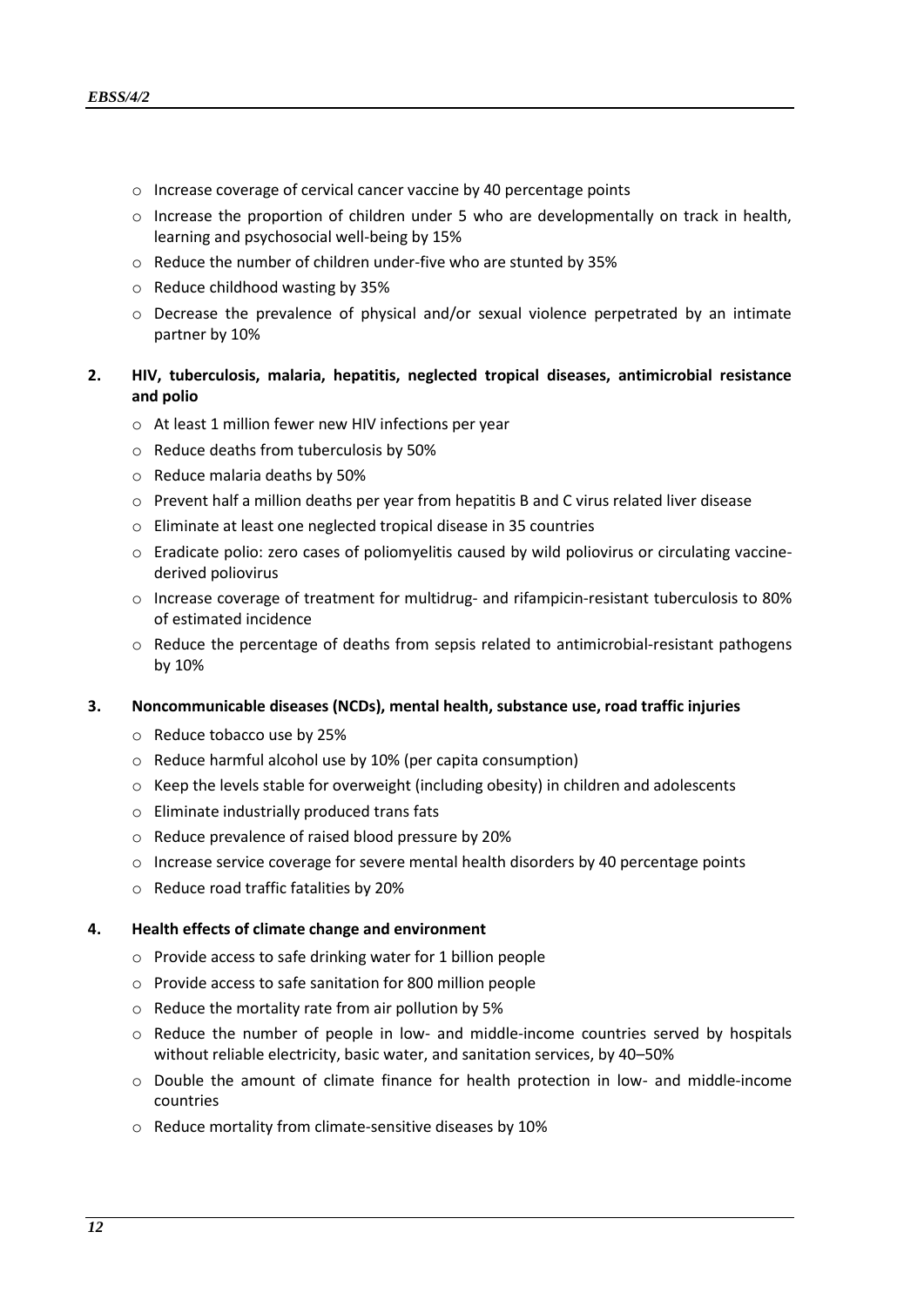- Increase coverage of cervical cancer vaccine by 40 percentage points
- Increase the proportion of children under 5 who are developmentally on track in health, learning and psychosocial well-being by 15%
- Reduce the number of children under-five who are stunted by 35%
- Reduce childhood wasting by 35%
- Decrease the prevalence of physical and/or sexual violence perpetrated by an intimate partner by 10%

**2. HIV, tuberculosis, malaria, hepatitis, neglected tropical diseases, antimicrobial resistance and polio**

- At least 1 million fewer new HIV infections per year
- Reduce deaths from tuberculosis by 50%
- Reduce malaria deaths by 50%
- Prevent half a million deaths per year from hepatitis B and C virus related liver disease
- Eliminate at least one neglected tropical disease in 35 countries
- Eradicate polio: zero cases of poliomyelitis caused by wild poliovirus or circulating vaccine-derived poliovirus
- Increase coverage of treatment for multidrug- and rifampicin-resistant tuberculosis to 80% of estimated incidence
- Reduce the percentage of deaths from sepsis related to antimicrobial-resistant pathogens by 10%

**3. Noncommunicable diseases (NCDs), mental health, substance use, road traffic injuries**

- Reduce tobacco use by 25%
- Reduce harmful alcohol use by 10% (per capita consumption)
- Keep the levels stable for overweight (including obesity) in children and adolescents
- Eliminate industrially produced trans fats
- Reduce prevalence of raised blood pressure by 20%
- Increase service coverage for severe mental health disorders by 40 percentage points
- Reduce road traffic fatalities by 20%

**4. Health effects of climate change and environment**

- Provide access to safe drinking water for 1 billion people
- Provide access to safe sanitation for 800 million people
- Reduce the mortality rate from air pollution by 5%
- Reduce the number of people in low- and middle-income countries served by hospitals without reliable electricity, basic water, and sanitation services, by 40–50%
- Double the amount of climate finance for health protection in low- and middle-income countries
- Reduce mortality from climate-sensitive diseases by 10%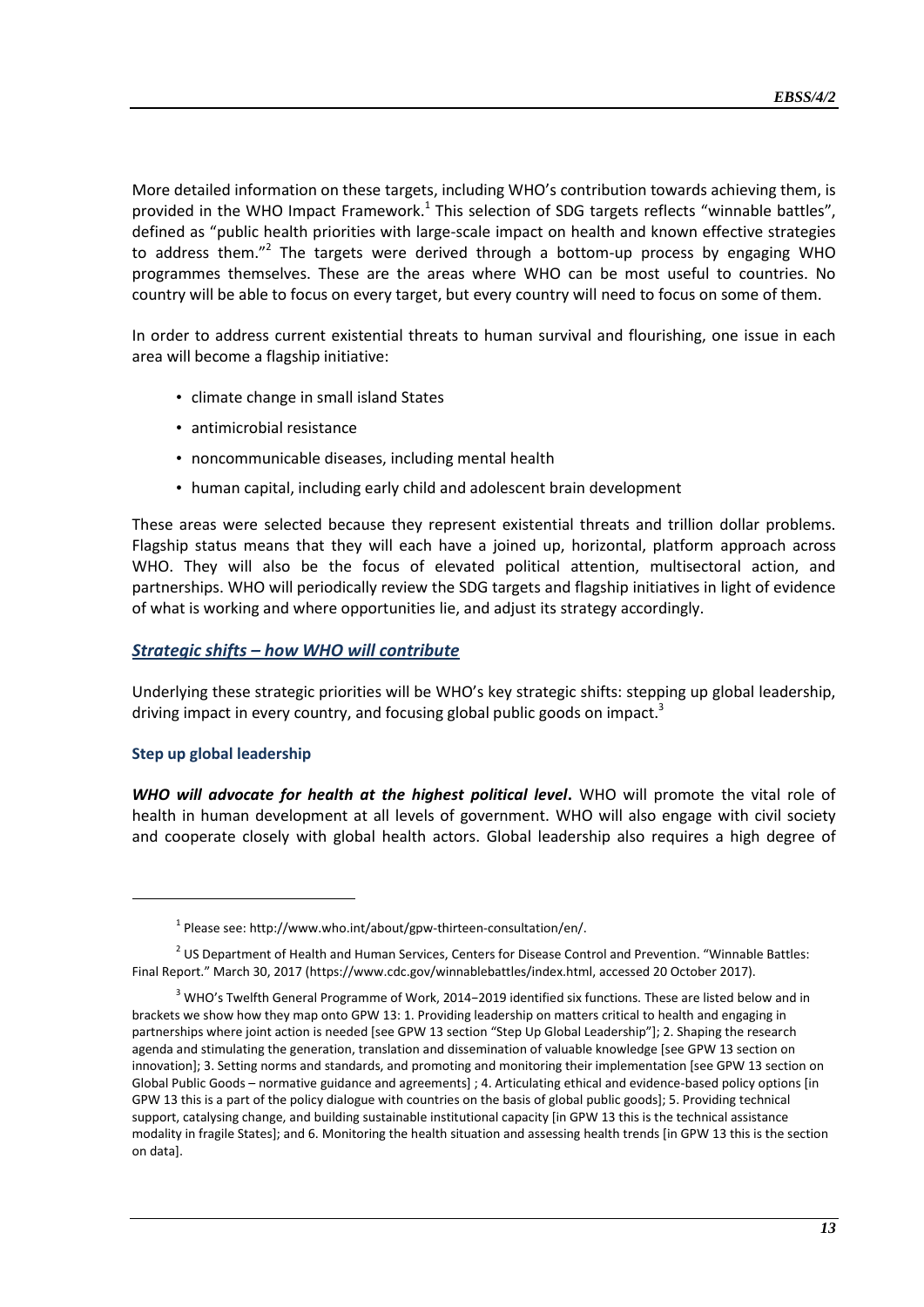More detailed information on these targets, including WHO's contribution towards achieving them, is provided in the WHO Impact Framework.[1] This selection of SDG targets reflects "winnable battles", defined as "public health priorities with large-scale impact on health and known effective strategies to address them."[2] The targets were derived through a bottom-up process by engaging WHO programmes themselves. These are the areas where WHO can be most useful to countries. No country will be able to focus on every target, but every country will need to focus on some of them.

In order to address current existential threats to human survival and flourishing, one issue in each area will become a flagship initiative:

- climate change in small island States
- antimicrobial resistance
- noncommunicable diseases, including mental health
- human capital, including early child and adolescent brain development

These areas were selected because they represent existential threats and trillion dollar problems. Flagship status means that they will each have a joined up, horizontal, platform approach across WHO. They will also be the focus of elevated political attention, multisectoral action, and partnerships. WHO will periodically review the SDG targets and flagship initiatives in light of evidence of what is working and where opportunities lie, and adjust its strategy accordingly.

## *Strategic shifts – how WHO will contribute*

Underlying these strategic priorities will be WHO's key strategic shifts: stepping up global leadership, driving impact in every country, and focusing global public goods on impact.[3]

### Step up global leadership

***WHO will advocate for health at the highest political level*.** WHO will promote the vital role of health in human development at all levels of government. WHO will also engage with civil society and cooperate closely with global health actors. Global leadership also requires a high degree of

---

[1] Please see: http://www.who.int/about/gpw-thirteen-consultation/en/.

[2] US Department of Health and Human Services, Centers for Disease Control and Prevention. "Winnable Battles: Final Report." March 30, 2017 (https://www.cdc.gov/winnablebattles/index.html, accessed 20 October 2017).

[3] WHO's Twelfth General Programme of Work, 2014−2019 identified six functions. These are listed below and in brackets we show how they map onto GPW 13: 1. Providing leadership on matters critical to health and engaging in partnerships where joint action is needed [see GPW 13 section "Step Up Global Leadership"]; 2. Shaping the research agenda and stimulating the generation, translation and dissemination of valuable knowledge [see GPW 13 section on innovation]; 3. Setting norms and standards, and promoting and monitoring their implementation [see GPW 13 section on Global Public Goods – normative guidance and agreements] ; 4. Articulating ethical and evidence-based policy options [in GPW 13 this is a part of the policy dialogue with countries on the basis of global public goods]; 5. Providing technical support, catalysing change, and building sustainable institutional capacity [in GPW 13 this is the technical assistance modality in fragile States]; and 6. Monitoring the health situation and assessing health trends [in GPW 13 this is the section on data].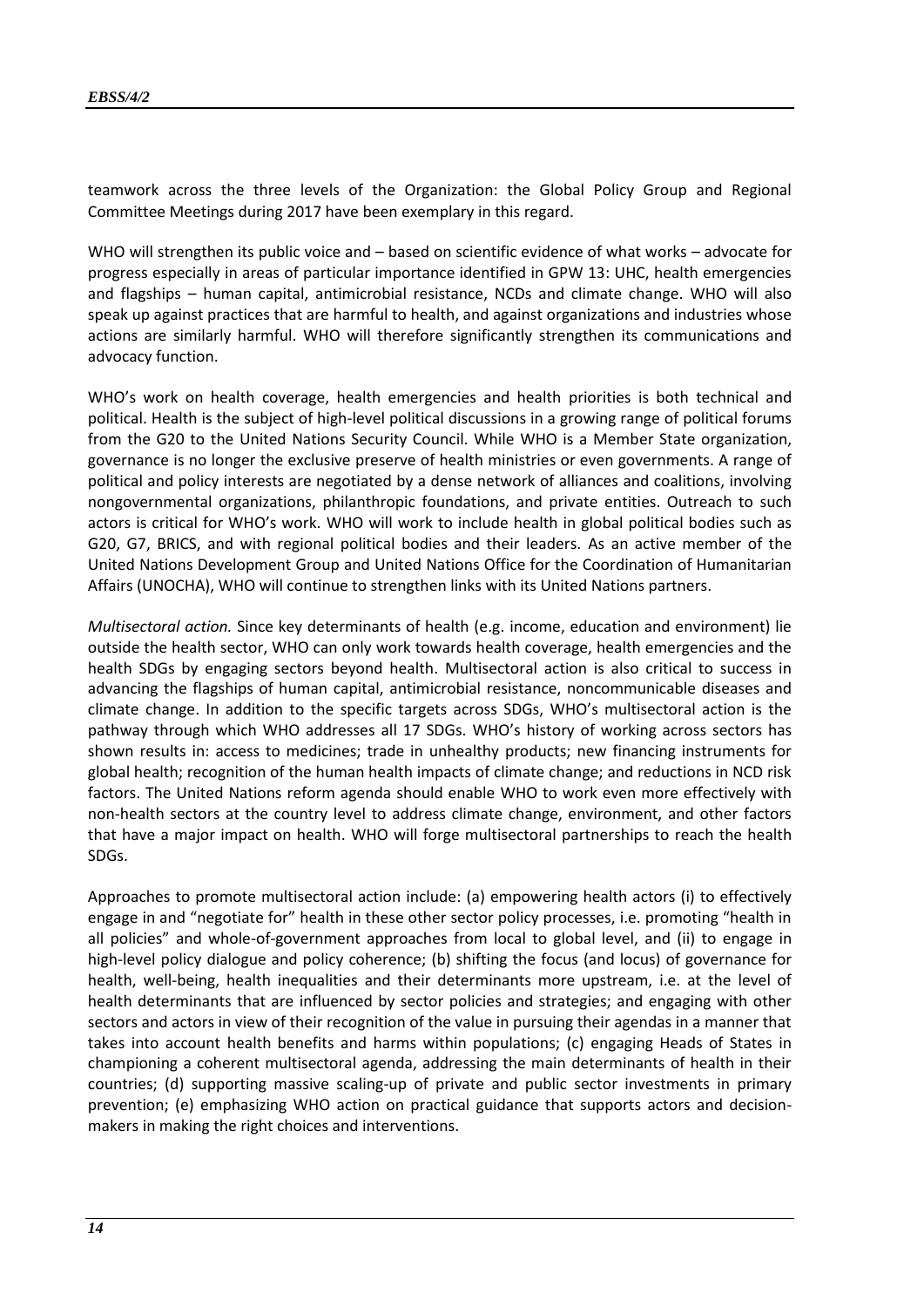teamwork across the three levels of the Organization: the Global Policy Group and Regional Committee Meetings during 2017 have been exemplary in this regard.

WHO will strengthen its public voice and – based on scientific evidence of what works – advocate for progress especially in areas of particular importance identified in GPW 13: UHC, health emergencies and flagships – human capital, antimicrobial resistance, NCDs and climate change. WHO will also speak up against practices that are harmful to health, and against organizations and industries whose actions are similarly harmful. WHO will therefore significantly strengthen its communications and advocacy function.

WHO's work on health coverage, health emergencies and health priorities is both technical and political. Health is the subject of high-level political discussions in a growing range of political forums from the G20 to the United Nations Security Council. While WHO is a Member State organization, governance is no longer the exclusive preserve of health ministries or even governments. A range of political and policy interests are negotiated by a dense network of alliances and coalitions, involving nongovernmental organizations, philanthropic foundations, and private entities. Outreach to such actors is critical for WHO's work. WHO will work to include health in global political bodies such as G20, G7, BRICS, and with regional political bodies and their leaders. As an active member of the United Nations Development Group and United Nations Office for the Coordination of Humanitarian Affairs (UNOCHA), WHO will continue to strengthen links with its United Nations partners.

*Multisectoral action.* Since key determinants of health (e.g. income, education and environment) lie outside the health sector, WHO can only work towards health coverage, health emergencies and the health SDGs by engaging sectors beyond health. Multisectoral action is also critical to success in advancing the flagships of human capital, antimicrobial resistance, noncommunicable diseases and climate change. In addition to the specific targets across SDGs, WHO's multisectoral action is the pathway through which WHO addresses all 17 SDGs. WHO's history of working across sectors has shown results in: access to medicines; trade in unhealthy products; new financing instruments for global health; recognition of the human health impacts of climate change; and reductions in NCD risk factors. The United Nations reform agenda should enable WHO to work even more effectively with non-health sectors at the country level to address climate change, environment, and other factors that have a major impact on health. WHO will forge multisectoral partnerships to reach the health SDGs.

Approaches to promote multisectoral action include: (a) empowering health actors (i) to effectively engage in and "negotiate for" health in these other sector policy processes, i.e. promoting "health in all policies" and whole-of-government approaches from local to global level, and (ii) to engage in high-level policy dialogue and policy coherence; (b) shifting the focus (and locus) of governance for health, well-being, health inequalities and their determinants more upstream, i.e. at the level of health determinants that are influenced by sector policies and strategies; and engaging with other sectors and actors in view of their recognition of the value in pursuing their agendas in a manner that takes into account health benefits and harms within populations; (c) engaging Heads of States in championing a coherent multisectoral agenda, addressing the main determinants of health in their countries; (d) supporting massive scaling-up of private and public sector investments in primary prevention; (e) emphasizing WHO action on practical guidance that supports actors and decision-makers in making the right choices and interventions.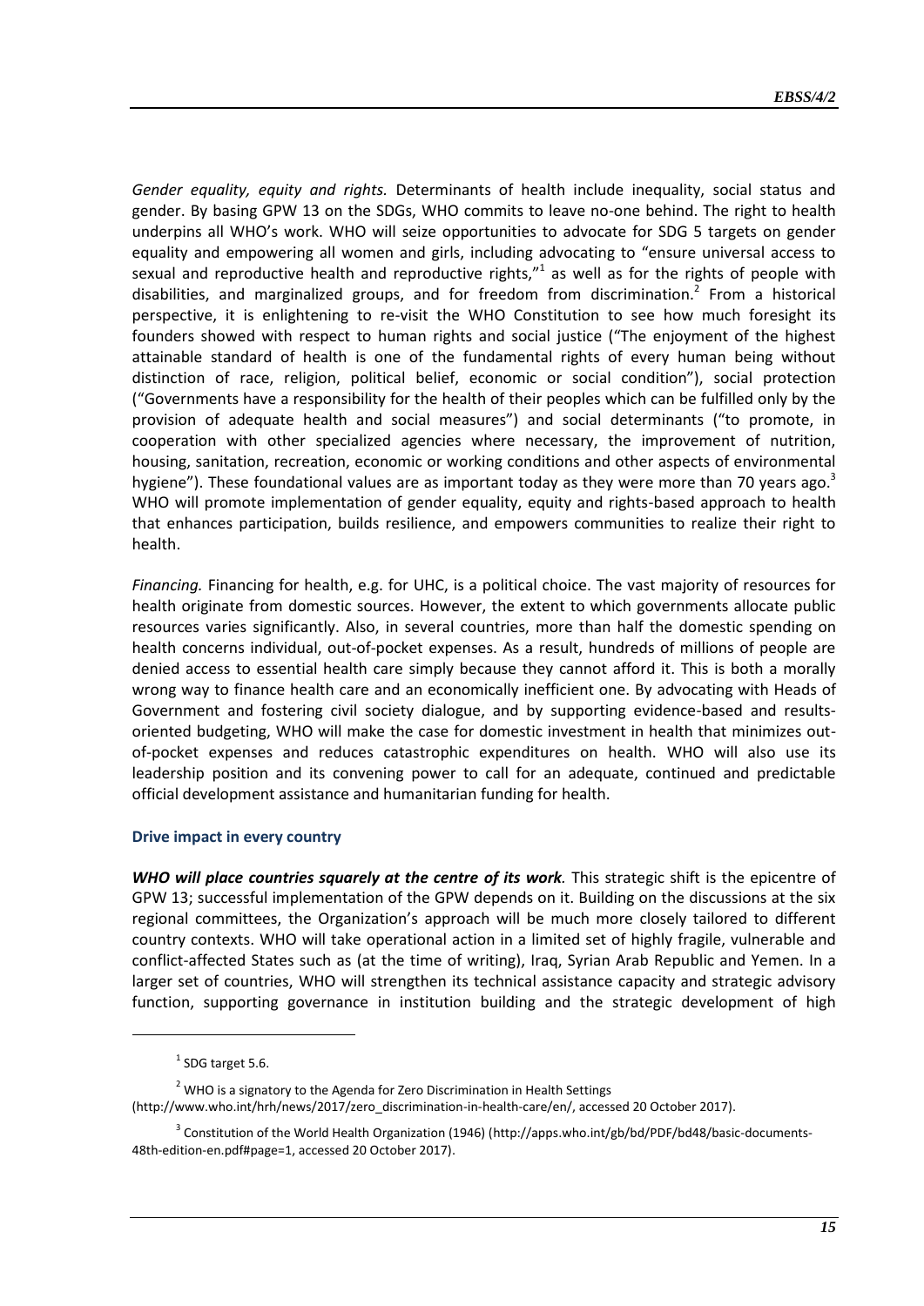*Gender equality, equity and rights.* Determinants of health include inequality, social status and gender. By basing GPW 13 on the SDGs, WHO commits to leave no-one behind. The right to health underpins all WHO's work. WHO will seize opportunities to advocate for SDG 5 targets on gender equality and empowering all women and girls, including advocating to "ensure universal access to sexual and reproductive health and reproductive rights,"[1] as well as for the rights of people with disabilities, and marginalized groups, and for freedom from discrimination.[2] From a historical perspective, it is enlightening to re-visit the WHO Constitution to see how much foresight its founders showed with respect to human rights and social justice ("The enjoyment of the highest attainable standard of health is one of the fundamental rights of every human being without distinction of race, religion, political belief, economic or social condition"), social protection ("Governments have a responsibility for the health of their peoples which can be fulfilled only by the provision of adequate health and social measures") and social determinants ("to promote, in cooperation with other specialized agencies where necessary, the improvement of nutrition, housing, sanitation, recreation, economic or working conditions and other aspects of environmental hygiene"). These foundational values are as important today as they were more than 70 years ago.[3] WHO will promote implementation of gender equality, equity and rights-based approach to health that enhances participation, builds resilience, and empowers communities to realize their right to health.

*Financing.* Financing for health, e.g. for UHC, is a political choice. The vast majority of resources for health originate from domestic sources. However, the extent to which governments allocate public resources varies significantly. Also, in several countries, more than half the domestic spending on health concerns individual, out-of-pocket expenses. As a result, hundreds of millions of people are denied access to essential health care simply because they cannot afford it. This is both a morally wrong way to finance health care and an economically inefficient one. By advocating with Heads of Government and fostering civil society dialogue, and by supporting evidence-based and results-oriented budgeting, WHO will make the case for domestic investment in health that minimizes out-of-pocket expenses and reduces catastrophic expenditures on health. WHO will also use its leadership position and its convening power to call for an adequate, continued and predictable official development assistance and humanitarian funding for health.

### Drive impact in every country

***WHO will place countries squarely at the centre of its work.*** This strategic shift is the epicentre of GPW 13; successful implementation of the GPW depends on it. Building on the discussions at the six regional committees, the Organization's approach will be much more closely tailored to different country contexts. WHO will take operational action in a limited set of highly fragile, vulnerable and conflict-affected States such as (at the time of writing), Iraq, Syrian Arab Republic and Yemen. In a larger set of countries, WHO will strengthen its technical assistance capacity and strategic advisory function, supporting governance in institution building and the strategic development of high

---

[1] SDG target 5.6.

[2] WHO is a signatory to the Agenda for Zero Discrimination in Health Settings (http://www.who.int/hrh/news/2017/zero_discrimination-in-health-care/en/, accessed 20 October 2017).

[3] Constitution of the World Health Organization (1946) (http://apps.who.int/gb/bd/PDF/bd48/basic-documents-48th-edition-en.pdf#page=1, accessed 20 October 2017).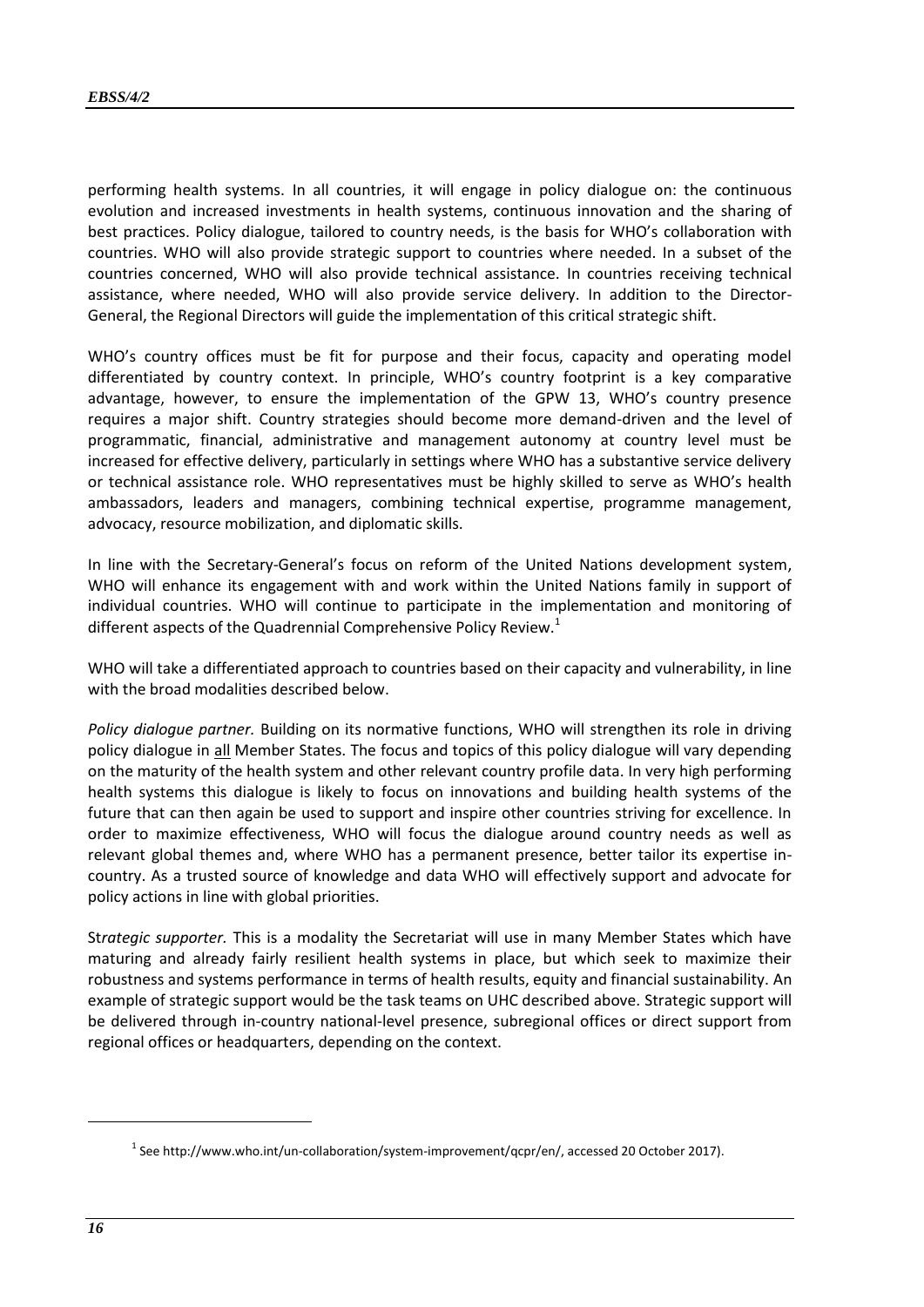performing health systems. In all countries, it will engage in policy dialogue on: the continuous evolution and increased investments in health systems, continuous innovation and the sharing of best practices. Policy dialogue, tailored to country needs, is the basis for WHO's collaboration with countries. WHO will also provide strategic support to countries where needed. In a subset of the countries concerned, WHO will also provide technical assistance. In countries receiving technical assistance, where needed, WHO will also provide service delivery. In addition to the Director-General, the Regional Directors will guide the implementation of this critical strategic shift.

WHO's country offices must be fit for purpose and their focus, capacity and operating model differentiated by country context. In principle, WHO's country footprint is a key comparative advantage, however, to ensure the implementation of the GPW 13, WHO's country presence requires a major shift. Country strategies should become more demand-driven and the level of programmatic, financial, administrative and management autonomy at country level must be increased for effective delivery, particularly in settings where WHO has a substantive service delivery or technical assistance role. WHO representatives must be highly skilled to serve as WHO's health ambassadors, leaders and managers, combining technical expertise, programme management, advocacy, resource mobilization, and diplomatic skills.

In line with the Secretary-General's focus on reform of the United Nations development system, WHO will enhance its engagement with and work within the United Nations family in support of individual countries. WHO will continue to participate in the implementation and monitoring of different aspects of the Quadrennial Comprehensive Policy Review.[1]

WHO will take a differentiated approach to countries based on their capacity and vulnerability, in line with the broad modalities described below.

*Policy dialogue partner.* Building on its normative functions, WHO will strengthen its role in driving policy dialogue in all Member States. The focus and topics of this policy dialogue will vary depending on the maturity of the health system and other relevant country profile data. In very high performing health systems this dialogue is likely to focus on innovations and building health systems of the future that can then again be used to support and inspire other countries striving for excellence. In order to maximize effectiveness, WHO will focus the dialogue around country needs as well as relevant global themes and, where WHO has a permanent presence, better tailor its expertise in-country. As a trusted source of knowledge and data WHO will effectively support and advocate for policy actions in line with global priorities.

St*rategic supporter.* This is a modality the Secretariat will use in many Member States which have maturing and already fairly resilient health systems in place, but which seek to maximize their robustness and systems performance in terms of health results, equity and financial sustainability. An example of strategic support would be the task teams on UHC described above. Strategic support will be delivered through in-country national-level presence, subregional offices or direct support from regional offices or headquarters, depending on the context.

---

[1] See http://www.who.int/un-collaboration/system-improvement/qcpr/en/, accessed 20 October 2017).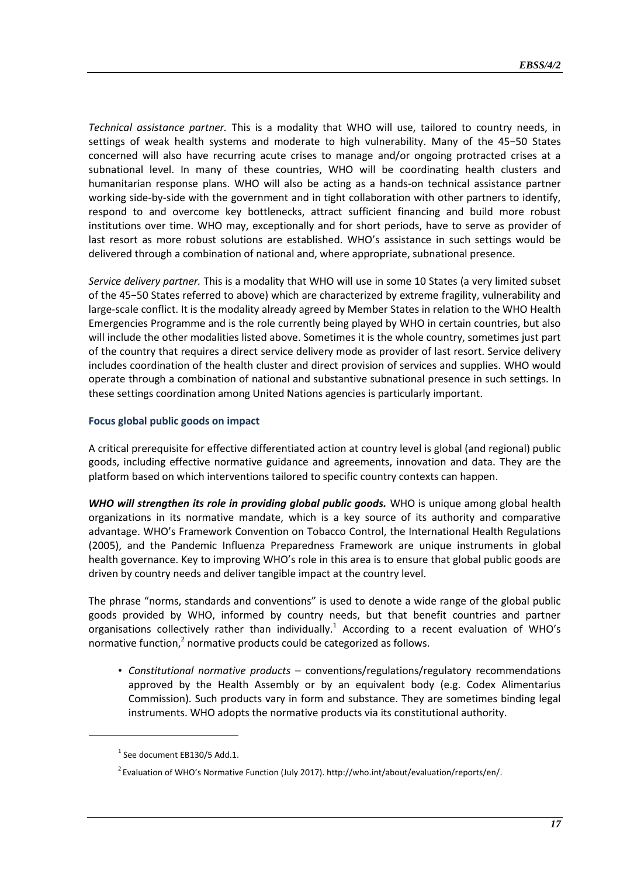*Technical assistance partner.* This is a modality that WHO will use, tailored to country needs, in settings of weak health systems and moderate to high vulnerability. Many of the 45−50 States concerned will also have recurring acute crises to manage and/or ongoing protracted crises at a subnational level. In many of these countries, WHO will be coordinating health clusters and humanitarian response plans. WHO will also be acting as a hands-on technical assistance partner working side-by-side with the government and in tight collaboration with other partners to identify, respond to and overcome key bottlenecks, attract sufficient financing and build more robust institutions over time. WHO may, exceptionally and for short periods, have to serve as provider of last resort as more robust solutions are established. WHO's assistance in such settings would be delivered through a combination of national and, where appropriate, subnational presence.

*Service delivery partner.* This is a modality that WHO will use in some 10 States (a very limited subset of the 45−50 States referred to above) which are characterized by extreme fragility, vulnerability and large-scale conflict. It is the modality already agreed by Member States in relation to the WHO Health Emergencies Programme and is the role currently being played by WHO in certain countries, but also will include the other modalities listed above. Sometimes it is the whole country, sometimes just part of the country that requires a direct service delivery mode as provider of last resort. Service delivery includes coordination of the health cluster and direct provision of services and supplies. WHO would operate through a combination of national and substantive subnational presence in such settings. In these settings coordination among United Nations agencies is particularly important.

### Focus global public goods on impact

A critical prerequisite for effective differentiated action at country level is global (and regional) public goods, including effective normative guidance and agreements, innovation and data. They are the platform based on which interventions tailored to specific country contexts can happen.

***WHO will strengthen its role in providing global public goods.*** WHO is unique among global health organizations in its normative mandate, which is a key source of its authority and comparative advantage. WHO's Framework Convention on Tobacco Control, the International Health Regulations (2005), and the Pandemic Influenza Preparedness Framework are unique instruments in global health governance. Key to improving WHO's role in this area is to ensure that global public goods are driven by country needs and deliver tangible impact at the country level.

The phrase "norms, standards and conventions" is used to denote a wide range of the global public goods provided by WHO, informed by country needs, but that benefit countries and partner organisations collectively rather than individually.[1] According to a recent evaluation of WHO's normative function,[2] normative products could be categorized as follows.

- *Constitutional normative products* – conventions/regulations/regulatory recommendations approved by the Health Assembly or by an equivalent body (e.g. Codex Alimentarius Commission). Such products vary in form and substance. They are sometimes binding legal instruments. WHO adopts the normative products via its constitutional authority.

---

[1] See document EB130/5 Add.1.

[2] Evaluation of WHO's Normative Function (July 2017). http://who.int/about/evaluation/reports/en/.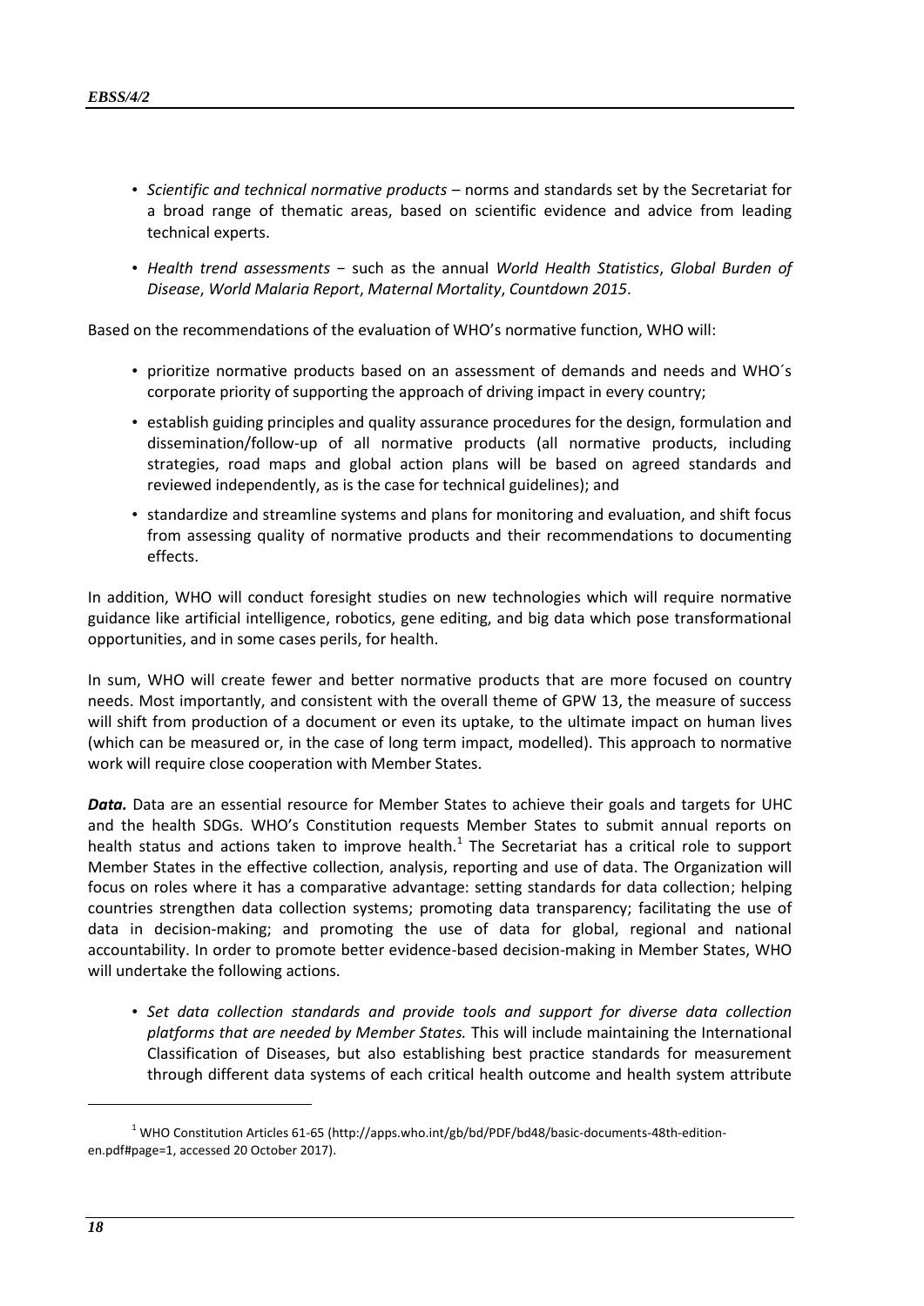- *Scientific and technical normative products* – norms and standards set by the Secretariat for a broad range of thematic areas, based on scientific evidence and advice from leading technical experts.
- *Health trend assessments* − such as the annual *World Health Statistics*, *Global Burden of Disease*, *World Malaria Report*, *Maternal Mortality*, *Countdown 2015*.

Based on the recommendations of the evaluation of WHO's normative function, WHO will:

- prioritize normative products based on an assessment of demands and needs and WHO´s corporate priority of supporting the approach of driving impact in every country;
- establish guiding principles and quality assurance procedures for the design, formulation and dissemination/follow-up of all normative products (all normative products, including strategies, road maps and global action plans will be based on agreed standards and reviewed independently, as is the case for technical guidelines); and
- standardize and streamline systems and plans for monitoring and evaluation, and shift focus from assessing quality of normative products and their recommendations to documenting effects.

In addition, WHO will conduct foresight studies on new technologies which will require normative guidance like artificial intelligence, robotics, gene editing, and big data which pose transformational opportunities, and in some cases perils, for health.

In sum, WHO will create fewer and better normative products that are more focused on country needs. Most importantly, and consistent with the overall theme of GPW 13, the measure of success will shift from production of a document or even its uptake, to the ultimate impact on human lives (which can be measured or, in the case of long term impact, modelled). This approach to normative work will require close cooperation with Member States.

***Data.*** Data are an essential resource for Member States to achieve their goals and targets for UHC and the health SDGs. WHO's Constitution requests Member States to submit annual reports on health status and actions taken to improve health.[1] The Secretariat has a critical role to support Member States in the effective collection, analysis, reporting and use of data. The Organization will focus on roles where it has a comparative advantage: setting standards for data collection; helping countries strengthen data collection systems; promoting data transparency; facilitating the use of data in decision-making; and promoting the use of data for global, regional and national accountability. In order to promote better evidence-based decision-making in Member States, WHO will undertake the following actions.

- *Set data collection standards and provide tools and support for diverse data collection platforms that are needed by Member States.* This will include maintaining the International Classification of Diseases, but also establishing best practice standards for measurement through different data systems of each critical health outcome and health system attribute

---

[1] WHO Constitution Articles 61-65 (http://apps.who.int/gb/bd/PDF/bd48/basic-documents-48th-edition-en.pdf#page=1, accessed 20 October 2017).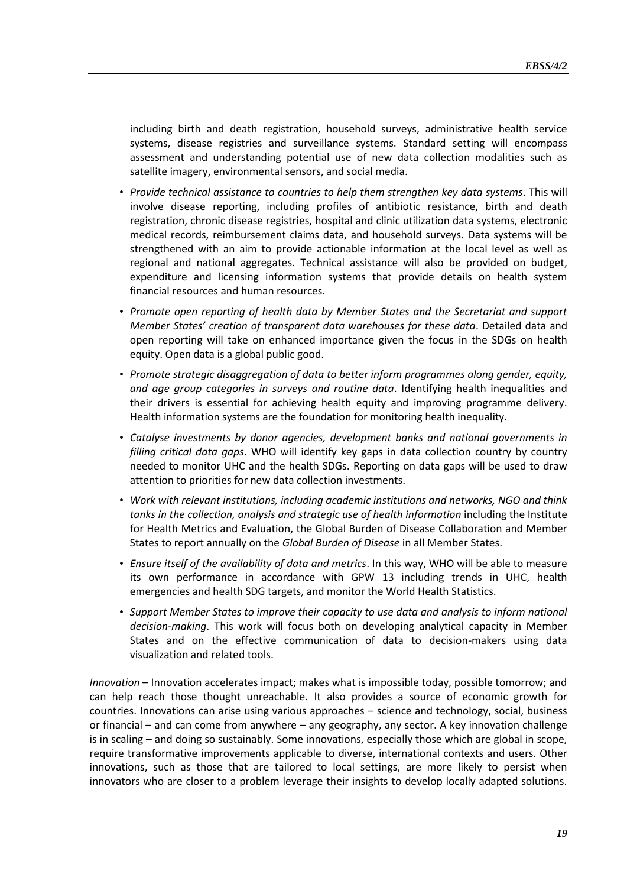including birth and death registration, household surveys, administrative health service systems, disease registries and surveillance systems. Standard setting will encompass assessment and understanding potential use of new data collection modalities such as satellite imagery, environmental sensors, and social media.

- *Provide technical assistance to countries to help them strengthen key data systems*. This will involve disease reporting, including profiles of antibiotic resistance, birth and death registration, chronic disease registries, hospital and clinic utilization data systems, electronic medical records, reimbursement claims data, and household surveys. Data systems will be strengthened with an aim to provide actionable information at the local level as well as regional and national aggregates. Technical assistance will also be provided on budget, expenditure and licensing information systems that provide details on health system financial resources and human resources.
- *Promote open reporting of health data by Member States and the Secretariat and support Member States' creation of transparent data warehouses for these data*. Detailed data and open reporting will take on enhanced importance given the focus in the SDGs on health equity. Open data is a global public good.
- *Promote strategic disaggregation of data to better inform programmes along gender, equity, and age group categories in surveys and routine data*. Identifying health inequalities and their drivers is essential for achieving health equity and improving programme delivery. Health information systems are the foundation for monitoring health inequality.
- *Catalyse investments by donor agencies, development banks and national governments in filling critical data gaps*. WHO will identify key gaps in data collection country by country needed to monitor UHC and the health SDGs. Reporting on data gaps will be used to draw attention to priorities for new data collection investments.
- *Work with relevant institutions, including academic institutions and networks, NGO and think tanks in the collection, analysis and strategic use of health information* including the Institute for Health Metrics and Evaluation, the Global Burden of Disease Collaboration and Member States to report annually on the *Global Burden of Disease* in all Member States.
- *Ensure itself of the availability of data and metrics*. In this way, WHO will be able to measure its own performance in accordance with GPW 13 including trends in UHC, health emergencies and health SDG targets, and monitor the World Health Statistics.
- *Support Member States to improve their capacity to use data and analysis to inform national decision-making*. This work will focus both on developing analytical capacity in Member States and on the effective communication of data to decision-makers using data visualization and related tools.

*Innovation* – Innovation accelerates impact; makes what is impossible today, possible tomorrow; and can help reach those thought unreachable. It also provides a source of economic growth for countries. Innovations can arise using various approaches – science and technology, social, business or financial – and can come from anywhere – any geography, any sector. A key innovation challenge is in scaling – and doing so sustainably. Some innovations, especially those which are global in scope, require transformative improvements applicable to diverse, international contexts and users. Other innovations, such as those that are tailored to local settings, are more likely to persist when innovators who are closer to a problem leverage their insights to develop locally adapted solutions.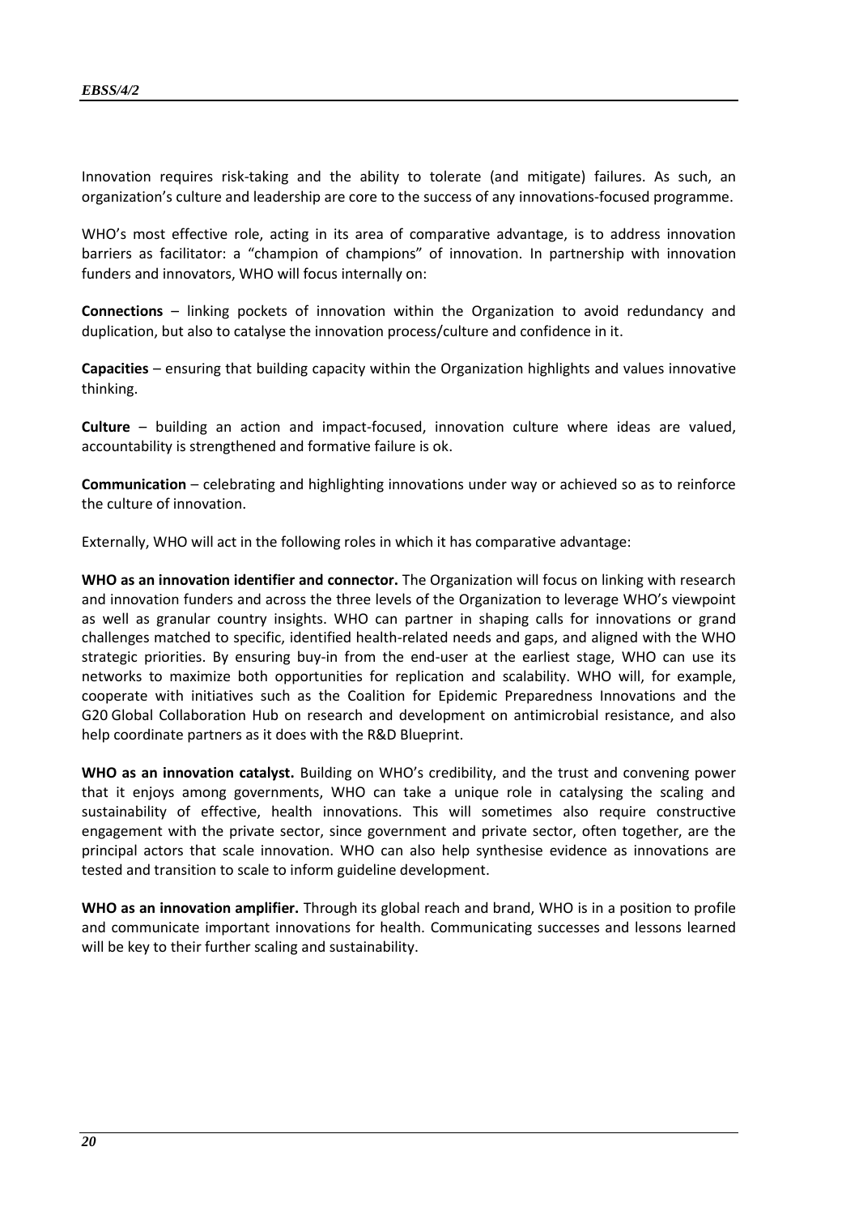Innovation requires risk-taking and the ability to tolerate (and mitigate) failures. As such, an organization's culture and leadership are core to the success of any innovations-focused programme.

WHO's most effective role, acting in its area of comparative advantage, is to address innovation barriers as facilitator: a "champion of champions" of innovation. In partnership with innovation funders and innovators, WHO will focus internally on:

**Connections** – linking pockets of innovation within the Organization to avoid redundancy and duplication, but also to catalyse the innovation process/culture and confidence in it.

**Capacities** – ensuring that building capacity within the Organization highlights and values innovative thinking.

**Culture** – building an action and impact-focused, innovation culture where ideas are valued, accountability is strengthened and formative failure is ok.

**Communication** – celebrating and highlighting innovations under way or achieved so as to reinforce the culture of innovation.

Externally, WHO will act in the following roles in which it has comparative advantage:

**WHO as an innovation identifier and connector.** The Organization will focus on linking with research and innovation funders and across the three levels of the Organization to leverage WHO's viewpoint as well as granular country insights. WHO can partner in shaping calls for innovations or grand challenges matched to specific, identified health-related needs and gaps, and aligned with the WHO strategic priorities. By ensuring buy-in from the end-user at the earliest stage, WHO can use its networks to maximize both opportunities for replication and scalability. WHO will, for example, cooperate with initiatives such as the Coalition for Epidemic Preparedness Innovations and the G20 Global Collaboration Hub on research and development on antimicrobial resistance, and also help coordinate partners as it does with the R&D Blueprint.

**WHO as an innovation catalyst.** Building on WHO's credibility, and the trust and convening power that it enjoys among governments, WHO can take a unique role in catalysing the scaling and sustainability of effective, health innovations. This will sometimes also require constructive engagement with the private sector, since government and private sector, often together, are the principal actors that scale innovation. WHO can also help synthesise evidence as innovations are tested and transition to scale to inform guideline development.

**WHO as an innovation amplifier.** Through its global reach and brand, WHO is in a position to profile and communicate important innovations for health. Communicating successes and lessons learned will be key to their further scaling and sustainability.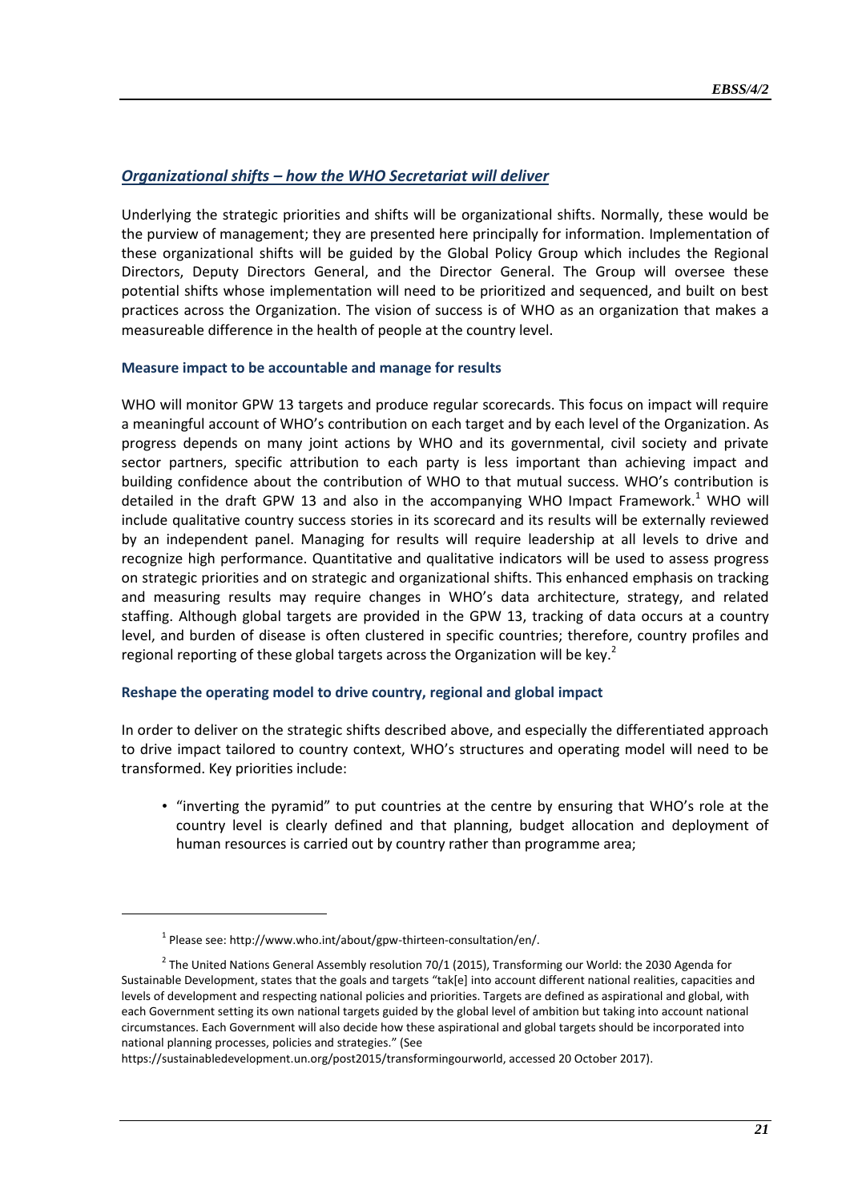## *Organizational shifts – how the WHO Secretariat will deliver*

Underlying the strategic priorities and shifts will be organizational shifts. Normally, these would be the purview of management; they are presented here principally for information. Implementation of these organizational shifts will be guided by the Global Policy Group which includes the Regional Directors, Deputy Directors General, and the Director General. The Group will oversee these potential shifts whose implementation will need to be prioritized and sequenced, and built on best practices across the Organization. The vision of success is of WHO as an organization that makes a measureable difference in the health of people at the country level.

### Measure impact to be accountable and manage for results

WHO will monitor GPW 13 targets and produce regular scorecards. This focus on impact will require a meaningful account of WHO's contribution on each target and by each level of the Organization. As progress depends on many joint actions by WHO and its governmental, civil society and private sector partners, specific attribution to each party is less important than achieving impact and building confidence about the contribution of WHO to that mutual success. WHO's contribution is detailed in the draft GPW 13 and also in the accompanying WHO Impact Framework.[1] WHO will include qualitative country success stories in its scorecard and its results will be externally reviewed by an independent panel. Managing for results will require leadership at all levels to drive and recognize high performance. Quantitative and qualitative indicators will be used to assess progress on strategic priorities and on strategic and organizational shifts. This enhanced emphasis on tracking and measuring results may require changes in WHO's data architecture, strategy, and related staffing. Although global targets are provided in the GPW 13, tracking of data occurs at a country level, and burden of disease is often clustered in specific countries; therefore, country profiles and regional reporting of these global targets across the Organization will be key.[2]

### Reshape the operating model to drive country, regional and global impact

In order to deliver on the strategic shifts described above, and especially the differentiated approach to drive impact tailored to country context, WHO's structures and operating model will need to be transformed. Key priorities include:

- "inverting the pyramid" to put countries at the centre by ensuring that WHO's role at the country level is clearly defined and that planning, budget allocation and deployment of human resources is carried out by country rather than programme area;

---

[1] Please see: http://www.who.int/about/gpw-thirteen-consultation/en/.

[2] The United Nations General Assembly resolution 70/1 (2015), Transforming our World: the 2030 Agenda for Sustainable Development, states that the goals and targets "tak[e] into account different national realities, capacities and levels of development and respecting national policies and priorities. Targets are defined as aspirational and global, with each Government setting its own national targets guided by the global level of ambition but taking into account national circumstances. Each Government will also decide how these aspirational and global targets should be incorporated into national planning processes, policies and strategies." (See https://sustainabledevelopment.un.org/post2015/transformingourworld, accessed 20 October 2017).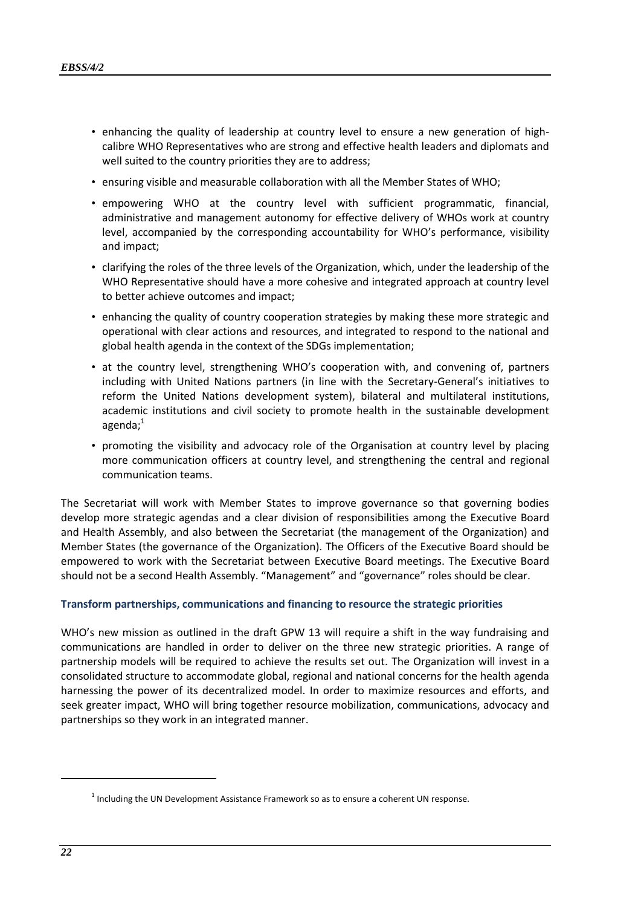- enhancing the quality of leadership at country level to ensure a new generation of high-calibre WHO Representatives who are strong and effective health leaders and diplomats and well suited to the country priorities they are to address;
- ensuring visible and measurable collaboration with all the Member States of WHO;
- empowering WHO at the country level with sufficient programmatic, financial, administrative and management autonomy for effective delivery of WHOs work at country level, accompanied by the corresponding accountability for WHO's performance, visibility and impact;
- clarifying the roles of the three levels of the Organization, which, under the leadership of the WHO Representative should have a more cohesive and integrated approach at country level to better achieve outcomes and impact;
- enhancing the quality of country cooperation strategies by making these more strategic and operational with clear actions and resources, and integrated to respond to the national and global health agenda in the context of the SDGs implementation;
- at the country level, strengthening WHO's cooperation with, and convening of, partners including with United Nations partners (in line with the Secretary-General's initiatives to reform the United Nations development system), bilateral and multilateral institutions, academic institutions and civil society to promote health in the sustainable development agenda;[1]
- promoting the visibility and advocacy role of the Organisation at country level by placing more communication officers at country level, and strengthening the central and regional communication teams.

The Secretariat will work with Member States to improve governance so that governing bodies develop more strategic agendas and a clear division of responsibilities among the Executive Board and Health Assembly, and also between the Secretariat (the management of the Organization) and Member States (the governance of the Organization). The Officers of the Executive Board should be empowered to work with the Secretariat between Executive Board meetings. The Executive Board should not be a second Health Assembly. "Management" and "governance" roles should be clear.

### Transform partnerships, communications and financing to resource the strategic priorities

WHO's new mission as outlined in the draft GPW 13 will require a shift in the way fundraising and communications are handled in order to deliver on the three new strategic priorities. A range of partnership models will be required to achieve the results set out. The Organization will invest in a consolidated structure to accommodate global, regional and national concerns for the health agenda harnessing the power of its decentralized model. In order to maximize resources and efforts, and seek greater impact, WHO will bring together resource mobilization, communications, advocacy and partnerships so they work in an integrated manner.

---

[1] Including the UN Development Assistance Framework so as to ensure a coherent UN response.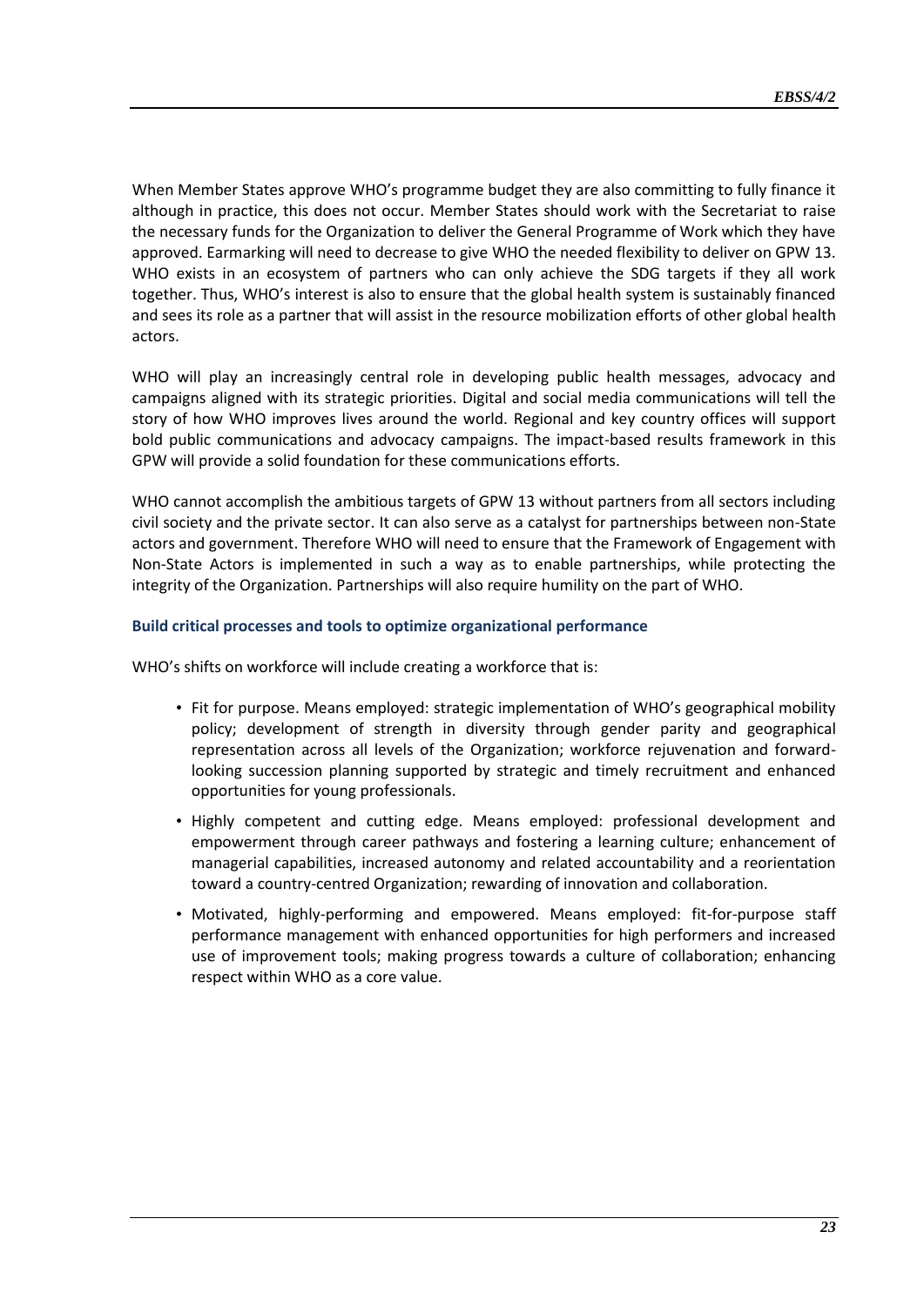When Member States approve WHO's programme budget they are also committing to fully finance it although in practice, this does not occur. Member States should work with the Secretariat to raise the necessary funds for the Organization to deliver the General Programme of Work which they have approved. Earmarking will need to decrease to give WHO the needed flexibility to deliver on GPW 13. WHO exists in an ecosystem of partners who can only achieve the SDG targets if they all work together. Thus, WHO's interest is also to ensure that the global health system is sustainably financed and sees its role as a partner that will assist in the resource mobilization efforts of other global health actors.

WHO will play an increasingly central role in developing public health messages, advocacy and campaigns aligned with its strategic priorities. Digital and social media communications will tell the story of how WHO improves lives around the world. Regional and key country offices will support bold public communications and advocacy campaigns. The impact-based results framework in this GPW will provide a solid foundation for these communications efforts.

WHO cannot accomplish the ambitious targets of GPW 13 without partners from all sectors including civil society and the private sector. It can also serve as a catalyst for partnerships between non-State actors and government. Therefore WHO will need to ensure that the Framework of Engagement with Non-State Actors is implemented in such a way as to enable partnerships, while protecting the integrity of the Organization. Partnerships will also require humility on the part of WHO.

#### Build critical processes and tools to optimize organizational performance

WHO's shifts on workforce will include creating a workforce that is:

- Fit for purpose. Means employed: strategic implementation of WHO's geographical mobility policy; development of strength in diversity through gender parity and geographical representation across all levels of the Organization; workforce rejuvenation and forward-looking succession planning supported by strategic and timely recruitment and enhanced opportunities for young professionals.
- Highly competent and cutting edge. Means employed: professional development and empowerment through career pathways and fostering a learning culture; enhancement of managerial capabilities, increased autonomy and related accountability and a reorientation toward a country-centred Organization; rewarding of innovation and collaboration.
- Motivated, highly-performing and empowered. Means employed: fit-for-purpose staff performance management with enhanced opportunities for high performers and increased use of improvement tools; making progress towards a culture of collaboration; enhancing respect within WHO as a core value.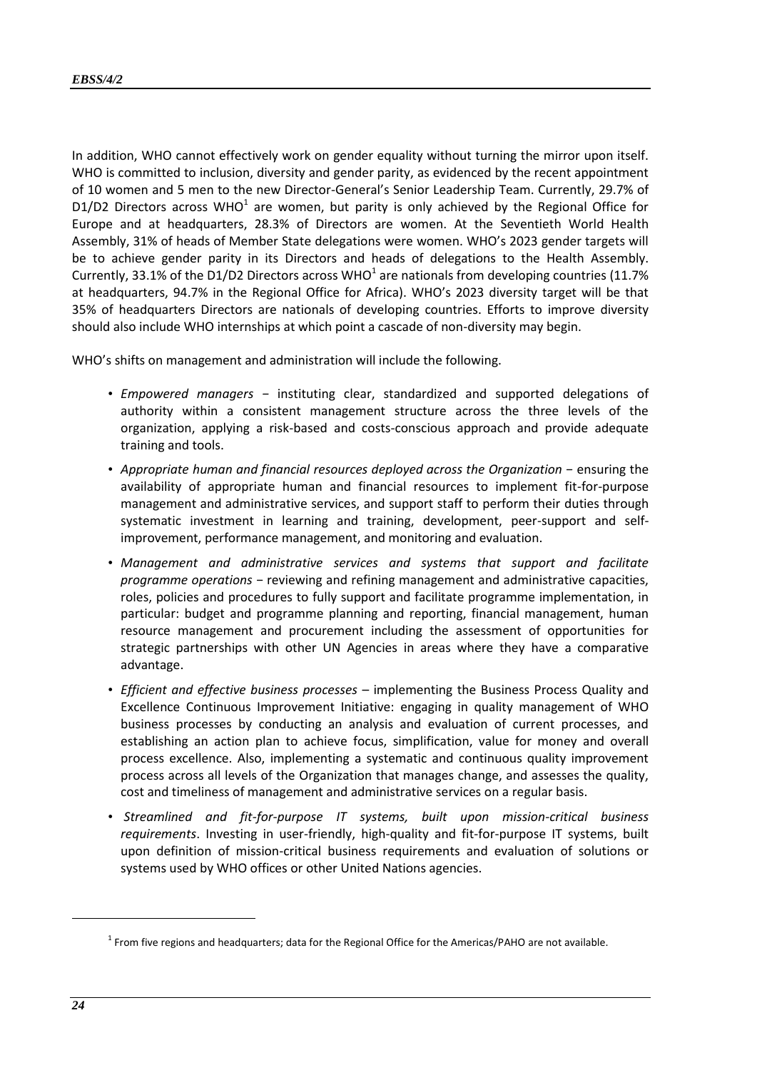In addition, WHO cannot effectively work on gender equality without turning the mirror upon itself. WHO is committed to inclusion, diversity and gender parity, as evidenced by the recent appointment of 10 women and 5 men to the new Director-General's Senior Leadership Team. Currently, 29.7% of D1/D2 Directors across WHO[1] are women, but parity is only achieved by the Regional Office for Europe and at headquarters, 28.3% of Directors are women. At the Seventieth World Health Assembly, 31% of heads of Member State delegations were women. WHO's 2023 gender targets will be to achieve gender parity in its Directors and heads of delegations to the Health Assembly. Currently, 33.1% of the D1/D2 Directors across WHO[1] are nationals from developing countries (11.7% at headquarters, 94.7% in the Regional Office for Africa). WHO's 2023 diversity target will be that 35% of headquarters Directors are nationals of developing countries. Efforts to improve diversity should also include WHO internships at which point a cascade of non-diversity may begin.

WHO's shifts on management and administration will include the following.

- *Empowered managers* − instituting clear, standardized and supported delegations of authority within a consistent management structure across the three levels of the organization, applying a risk-based and costs-conscious approach and provide adequate training and tools.
- *Appropriate human and financial resources deployed across the Organization* − ensuring the availability of appropriate human and financial resources to implement fit-for-purpose management and administrative services, and support staff to perform their duties through systematic investment in learning and training, development, peer-support and self-improvement, performance management, and monitoring and evaluation.
- *Management and administrative services and systems that support and facilitate programme operations* − reviewing and refining management and administrative capacities, roles, policies and procedures to fully support and facilitate programme implementation, in particular: budget and programme planning and reporting, financial management, human resource management and procurement including the assessment of opportunities for strategic partnerships with other UN Agencies in areas where they have a comparative advantage.
- *Efficient and effective business processes* – implementing the Business Process Quality and Excellence Continuous Improvement Initiative: engaging in quality management of WHO business processes by conducting an analysis and evaluation of current processes, and establishing an action plan to achieve focus, simplification, value for money and overall process excellence. Also, implementing a systematic and continuous quality improvement process across all levels of the Organization that manages change, and assesses the quality, cost and timeliness of management and administrative services on a regular basis.
- *Streamlined and fit-for-purpose IT systems, built upon mission-critical business requirements*. Investing in user-friendly, high-quality and fit-for-purpose IT systems, built upon definition of mission-critical business requirements and evaluation of solutions or systems used by WHO offices or other United Nations agencies.

---

[1] From five regions and headquarters; data for the Regional Office for the Americas/PAHO are not available.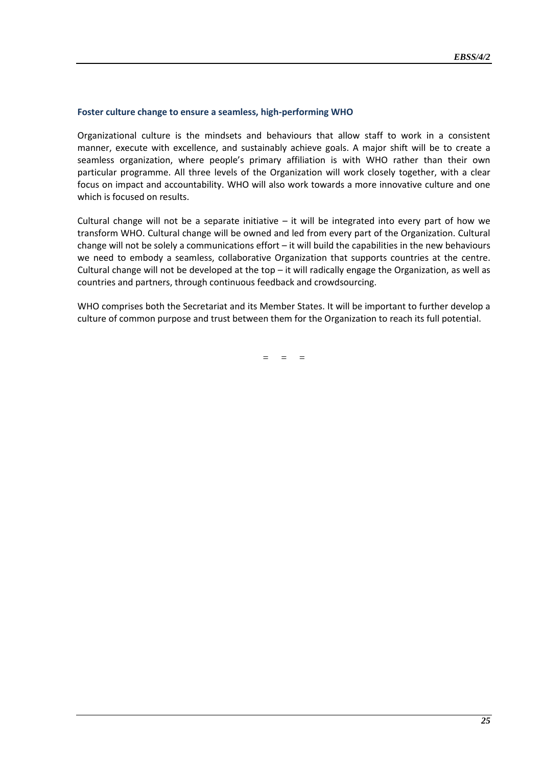### Foster culture change to ensure a seamless, high-performing WHO

Organizational culture is the mindsets and behaviours that allow staff to work in a consistent manner, execute with excellence, and sustainably achieve goals. A major shift will be to create a seamless organization, where people's primary affiliation is with WHO rather than their own particular programme. All three levels of the Organization will work closely together, with a clear focus on impact and accountability. WHO will also work towards a more innovative culture and one which is focused on results.

Cultural change will not be a separate initiative – it will be integrated into every part of how we transform WHO. Cultural change will be owned and led from every part of the Organization. Cultural change will not be solely a communications effort – it will build the capabilities in the new behaviours we need to embody a seamless, collaborative Organization that supports countries at the centre. Cultural change will not be developed at the top – it will radically engage the Organization, as well as countries and partners, through continuous feedback and crowdsourcing.

WHO comprises both the Secretariat and its Member States. It will be important to further develop a culture of common purpose and trust between them for the Organization to reach its full potential.

= = =